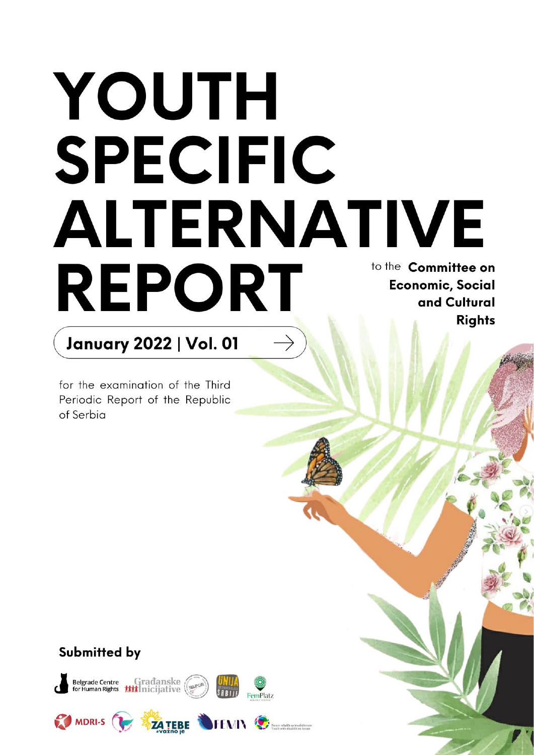# YOUTH SPECIFIC ALTERNATIVE REPORT

to the **Committee on Economic, Social and Cultural Rights**

**January 2022 | Vol. 01**

for the examination of the Third Periodic Report of the Republic of Serbia

**Submitted by**

Belgrade Centre for Human Rights

Građanske inicijative

NAPOR

UNIJA SREDNJOŠKOLACA SRBIJE

FemPlatz

MDRI-S

ZA TEBE #važno je

FENIX

Forum mladih sa invaliditetom / Youth with disabilities forum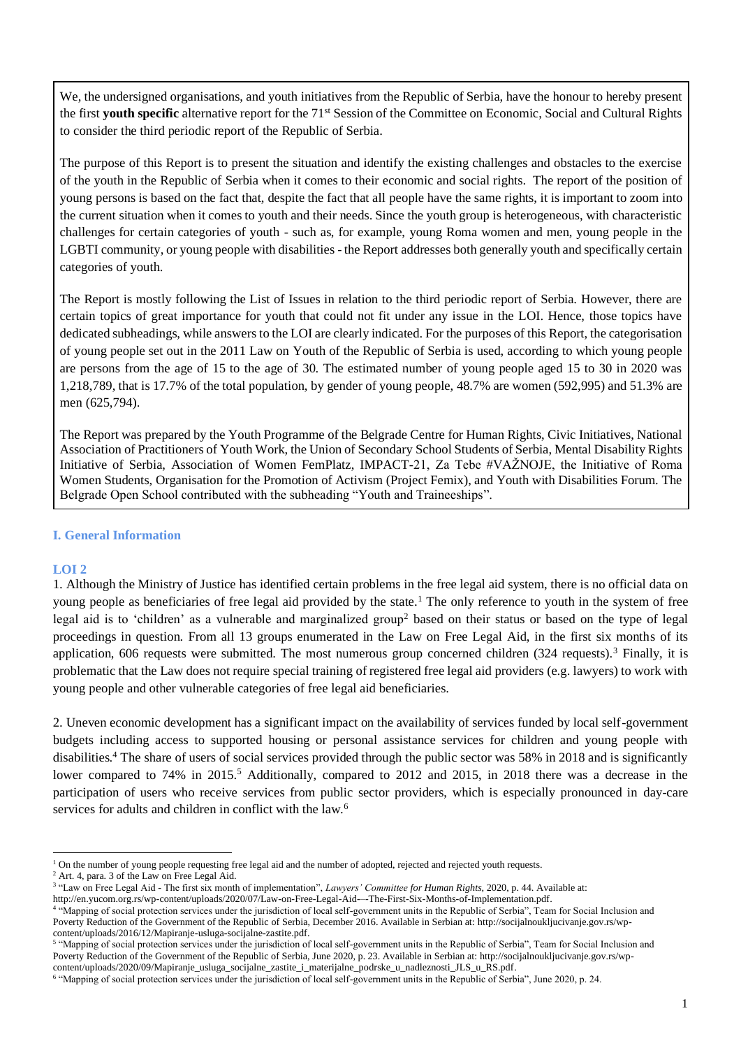We, the undersigned organisations, and youth initiatives from the Republic of Serbia, have the honour to hereby present the first **youth specific** alternative report for the 71st Session of the Committee on Economic, Social and Cultural Rights to consider the third periodic report of the Republic of Serbia.

The purpose of this Report is to present the situation and identify the existing challenges and obstacles to the exercise of the youth in the Republic of Serbia when it comes to their economic and social rights. The report of the position of young persons is based on the fact that, despite the fact that all people have the same rights, it is important to zoom into the current situation when it comes to youth and their needs. Since the youth group is heterogeneous, with characteristic challenges for certain categories of youth - such as, for example, young Roma women and men, young people in the LGBTI community, or young people with disabilities - the Report addresses both generally youth and specifically certain categories of youth.

The Report is mostly following the List of Issues in relation to the third periodic report of Serbia. However, there are certain topics of great importance for youth that could not fit under any issue in the LOI. Hence, those topics have dedicated subheadings, while answers to the LOI are clearly indicated. For the purposes of this Report, the categorisation of young people set out in the 2011 Law on Youth of the Republic of Serbia is used, according to which young people are persons from the age of 15 to the age of 30. The estimated number of young people aged 15 to 30 in 2020 was 1,218,789, that is 17.7% of the total population, by gender of young people, 48.7% are women (592,995) and 51.3% are men (625,794).

The Report was prepared by the Youth Programme of the Belgrade Centre for Human Rights, Civic Initiatives, National Association of Practitioners of Youth Work, the Union of Secondary School Students of Serbia, Mental Disability Rights Initiative of Serbia, Association of Women FemPlatz, IMPACT-21, Za Tebe #VAŽNOJE, the Initiative of Roma Women Students, Organisation for the Promotion of Activism (Project Femix), and Youth with Disabilities Forum. The Belgrade Open School contributed with the subheading "Youth and Traineeships".

## I. General Information

### LOI 2

1. Although the Ministry of Justice has identified certain problems in the free legal aid system, there is no official data on young people as beneficiaries of free legal aid provided by the state.[1] The only reference to youth in the system of free legal aid is to 'children' as a vulnerable and marginalized group[2] based on their status or based on the type of legal proceedings in question. From all 13 groups enumerated in the Law on Free Legal Aid, in the first six months of its application, 606 requests were submitted. The most numerous group concerned children (324 requests).[3] Finally, it is problematic that the Law does not require special training of registered free legal aid providers (e.g. lawyers) to work with young people and other vulnerable categories of free legal aid beneficiaries.

2. Uneven economic development has a significant impact on the availability of services funded by local self-government budgets including access to supported housing or personal assistance services for children and young people with disabilities.[4] The share of users of social services provided through the public sector was 58% in 2018 and is significantly lower compared to 74% in 2015.[5] Additionally, compared to 2012 and 2015, in 2018 there was a decrease in the participation of users who receive services from public sector providers, which is especially pronounced in day-care services for adults and children in conflict with the law.[6]

---

[1] On the number of young people requesting free legal aid and the number of adopted, rejected and rejected youth requests.

[2] Art. 4, para. 3 of the Law on Free Legal Aid.

[3] "Law on Free Legal Aid - The first six month of implementation", *Lawyers' Committee for Human Rights*, 2020, p. 44. Available at: http://en.yucom.org.rs/wp-content/uploads/2020/07/Law-on-Free-Legal-Aid-–-The-First-Six-Months-of-Implementation.pdf.

[4] "Mapping of social protection services under the jurisdiction of local self-government units in the Republic of Serbia", Team for Social Inclusion and Poverty Reduction of the Government of the Republic of Serbia, December 2016. Available in Serbian at: http://socijalnoukljucivanje.gov.rs/wp-content/uploads/2016/12/Mapiranje-usluga-socijalne-zastite.pdf.

[5] "Mapping of social protection services under the jurisdiction of local self-government units in the Republic of Serbia", Team for Social Inclusion and Poverty Reduction of the Government of the Republic of Serbia, June 2020, p. 23. Available in Serbian at: http://socijalnoukljucivanje.gov.rs/wp-content/uploads/2020/09/Mapiranje_usluga_socijalne_zastite_i_materijalne_podrske_u_nadleznosti_JLS_u_RS.pdf.

[6] "Mapping of social protection services under the jurisdiction of local self-government units in the Republic of Serbia", June 2020, p. 24.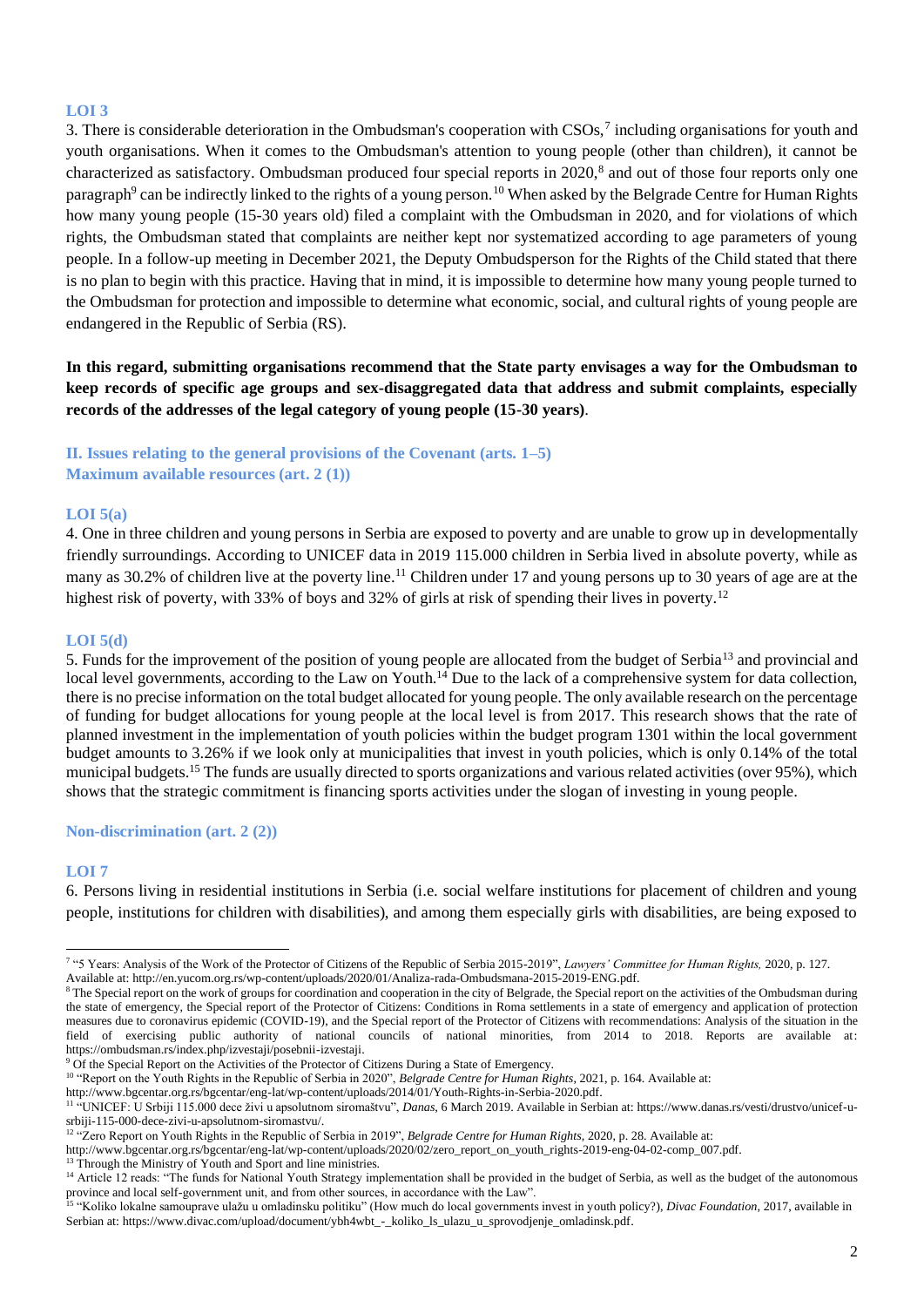### LOI 3

3. There is considerable deterioration in the Ombudsman's cooperation with CSOs,[7] including organisations for youth and youth organisations. When it comes to the Ombudsman's attention to young people (other than children), it cannot be characterized as satisfactory. Ombudsman produced four special reports in 2020,[8] and out of those four reports only one paragraph[9] can be indirectly linked to the rights of a young person.[10] When asked by the Belgrade Centre for Human Rights how many young people (15-30 years old) filed a complaint with the Ombudsman in 2020, and for violations of which rights, the Ombudsman stated that complaints are neither kept nor systematized according to age parameters of young people. In a follow-up meeting in December 2021, the Deputy Ombudsperson for the Rights of the Child stated that there is no plan to begin with this practice. Having that in mind, it is impossible to determine how many young people turned to the Ombudsman for protection and impossible to determine what economic, social, and cultural rights of young people are endangered in the Republic of Serbia (RS).

**In this regard, submitting organisations recommend that the State party envisages a way for the Ombudsman to keep records of specific age groups and sex-disaggregated data that address and submit complaints, especially records of the addresses of the legal category of young people (15-30 years)**.

## II. Issues relating to the general provisions of the Covenant (arts. 1–5)

### Maximum available resources (art. 2 (1))

### LOI 5(a)

4. One in three children and young persons in Serbia are exposed to poverty and are unable to grow up in developmentally friendly surroundings. According to UNICEF data in 2019 115.000 children in Serbia lived in absolute poverty, while as many as 30.2% of children live at the poverty line.[11] Children under 17 and young persons up to 30 years of age are at the highest risk of poverty, with 33% of boys and 32% of girls at risk of spending their lives in poverty.[12]

### LOI 5(d)

5. Funds for the improvement of the position of young people are allocated from the budget of Serbia[13] and provincial and local level governments, according to the Law on Youth.[14] Due to the lack of a comprehensive system for data collection, there is no precise information on the total budget allocated for young people. The only available research on the percentage of funding for budget allocations for young people at the local level is from 2017. This research shows that the rate of planned investment in the implementation of youth policies within the budget program 1301 within the local government budget amounts to 3.26% if we look only at municipalities that invest in youth policies, which is only 0.14% of the total municipal budgets.[15] The funds are usually directed to sports organizations and various related activities (over 95%), which shows that the strategic commitment is financing sports activities under the slogan of investing in young people.

### Non-discrimination (art. 2 (2))

### LOI 7

6. Persons living in residential institutions in Serbia (i.e. social welfare institutions for placement of children and young people, institutions for children with disabilities), and among them especially girls with disabilities, are being exposed to

---

[7] "5 Years: Analysis of the Work of the Protector of Citizens of the Republic of Serbia 2015-2019", *Lawyers' Committee for Human Rights,* 2020, p. 127. Available at: http://en.yucom.org.rs/wp-content/uploads/2020/01/Analiza-rada-Ombudsmana-2015-2019-ENG.pdf.

[8] The Special report on the work of groups for coordination and cooperation in the city of Belgrade, the Special report on the activities of the Ombudsman during the state of emergency, the Special report of the Protector of Citizens: Conditions in Roma settlements in a state of emergency and application of protection measures due to coronavirus epidemic (COVID-19), and the Special report of the Protector of Citizens with recommendations: Analysis of the situation in the field of exercising public authority of national councils of national minorities, from 2014 to 2018. Reports are available at: https://ombudsman.rs/index.php/izvestaji/posebnii-izvestaji.

[9] Of the Special Report on the Activities of the Protector of Citizens During a State of Emergency.

[10] "Report on the Youth Rights in the Republic of Serbia in 2020", *Belgrade Centre for Human Rights*, 2021, p. 164. Available at: http://www.bgcentar.org.rs/bgcentar/eng-lat/wp-content/uploads/2014/01/Youth-Rights-in-Serbia-2020.pdf.

[11] "UNICEF: U Srbiji 115.000 dece živi u apsolutnom siromaštvu", *Danas*, 6 March 2019. Available in Serbian at: https://www.danas.rs/vesti/drustvo/unicef-u-srbiji-115-000-dece-zivi-u-apsolutnom-siromastvu/.

[12] "Zero Report on Youth Rights in the Republic of Serbia in 2019", *Belgrade Centre for Human Rights*, 2020, p. 28. Available at: http://www.bgcentar.org.rs/bgcentar/eng-lat/wp-content/uploads/2020/02/zero_report_on_youth_rights-2019-eng-04-02-comp_007.pdf.

[13] Through the Ministry of Youth and Sport and line ministries.

[14] Article 12 reads: "The funds for National Youth Strategy implementation shall be provided in the budget of Serbia, as well as the budget of the autonomous province and local self-government unit, and from other sources, in accordance with the Law".

[15] "Koliko lokalne samouprave ulažu u omladinsku politiku" (How much do local governments invest in youth policy?), *Divac Foundation*, 2017, available in Serbian at: https://www.divac.com/upload/document/ybh4wbt_-_koliko_ls_ulazu_u_sprovodjenje_omladinsk.pdf.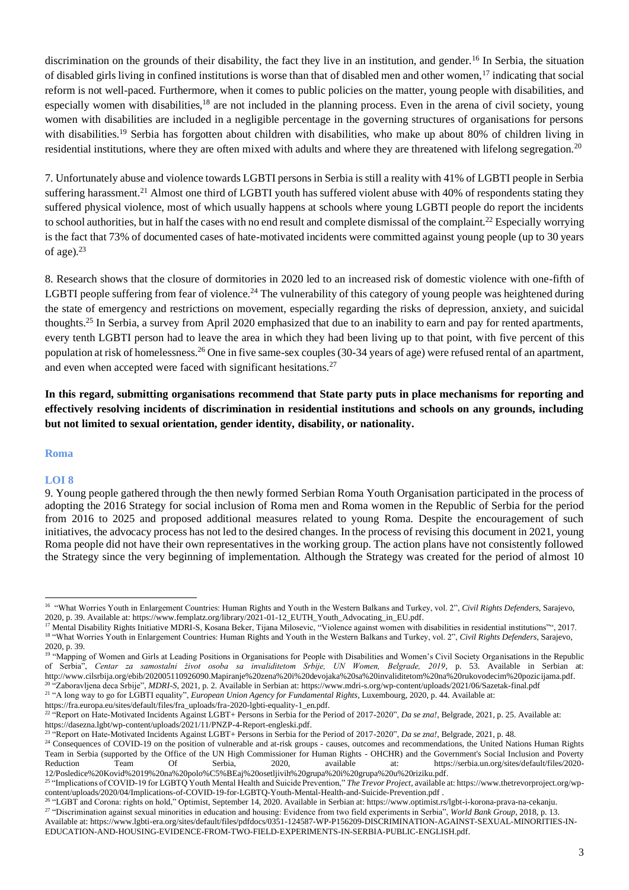discrimination on the grounds of their disability, the fact they live in an institution, and gender.[16] In Serbia, the situation of disabled girls living in confined institutions is worse than that of disabled men and other women,[17] indicating that social reform is not well-paced. Furthermore, when it comes to public policies on the matter, young people with disabilities, and especially women with disabilities,[18] are not included in the planning process. Even in the arena of civil society, young women with disabilities are included in a negligible percentage in the governing structures of organisations for persons with disabilities.[19] Serbia has forgotten about children with disabilities, who make up about 80% of children living in residential institutions, where they are often mixed with adults and where they are threatened with lifelong segregation.[20]

7. Unfortunately abuse and violence towards LGBTI persons in Serbia is still a reality with 41% of LGBTI people in Serbia suffering harassment.[21] Almost one third of LGBTI youth has suffered violent abuse with 40% of respondents stating they suffered physical violence, most of which usually happens at schools where young LGBTI people do report the incidents to school authorities, but in half the cases with no end result and complete dismissal of the complaint.[22] Especially worrying is the fact that 73% of documented cases of hate-motivated incidents were committed against young people (up to 30 years of age).[23]

8. Research shows that the closure of dormitories in 2020 led to an increased risk of domestic violence with one-fifth of LGBTI people suffering from fear of violence.[24] The vulnerability of this category of young people was heightened during the state of emergency and restrictions on movement, especially regarding the risks of depression, anxiety, and suicidal thoughts.[25] In Serbia, a survey from April 2020 emphasized that due to an inability to earn and pay for rented apartments, every tenth LGBTI person had to leave the area in which they had been living up to that point, with five percent of this population at risk of homelessness.[26] One in five same-sex couples (30-34 years of age) were refused rental of an apartment, and even when accepted were faced with significant hesitations.[27]

**In this regard, submitting organisations recommend that State party puts in place mechanisms for reporting and effectively resolving incidents of discrimination in residential institutions and schools on any grounds, including but not limited to sexual orientation, gender identity, disability, or nationality.**

### Roma

#### LOI 8

9. Young people gathered through the then newly formed Serbian Roma Youth Organisation participated in the process of adopting the 2016 Strategy for social inclusion of Roma men and Roma women in the Republic of Serbia for the period from 2016 to 2025 and proposed additional measures related to young Roma. Despite the encouragement of such initiatives, the advocacy process has not led to the desired changes. In the process of revising this document in 2021, young Roma people did not have their own representatives in the working group. The action plans have not consistently followed the Strategy since the very beginning of implementation. Although the Strategy was created for the period of almost 10

---

[16] "What Worries Youth in Enlargement Countries: Human Rights and Youth in the Western Balkans and Turkey, vol. 2", *Civil Rights Defenders*, Sarajevo, 2020, p. 39. Available at: https://www.femplatz.org/library/2021-01-12_EUTH_Youth_Advocating_in_EU.pdf.

[17] Mental Disability Rights Initiative MDRI-S, Kosana Beker, Tijana Milosevic, "Violence against women with disabilities in residential institutions"", 2017.

[18] "What Worries Youth in Enlargement Countries: Human Rights and Youth in the Western Balkans and Turkey, vol. 2", *Civil Rights Defenders*, Sarajevo, 2020, p. 39.

[19] "Mapping of Women and Girls at Leading Positions in Organisations for People with Disabilities and Women's Civil Society Organisations in the Republic of Serbia", *Centar za samostalni život osoba sa invaliditetom Srbije, UN Women, Belgrade, 2019*, p. 53. Available in Serbian at: http://www.cilsrbija.org/ebib/202005110926090.Mapiranje%20zena%20i%20devojaka%20sa%20invaliditetom%20na%20rukovodecim%20pozicijama.pdf.

[20] "Zaboravljena deca Srbije", *MDRI-S*, 2021, p. 2. Available in Serbian at: https://www.mdri-s.org/wp-content/uploads/2021/06/Sazetak-final.pdf

[21] "A long way to go for LGBTI equality", *European Union Agency for Fundamental Rights*, Luxembourg, 2020, p. 44. Available at: https://fra.europa.eu/sites/default/files/fra_uploads/fra-2020-lgbti-equality-1_en.pdf.

[22] "Report on Hate-Motivated Incidents Against LGBT+ Persons in Serbia for the Period of 2017-2020", *Da se zna!*, Belgrade, 2021, p. 25. Available at: https://dasezna.lgbt/wp-content/uploads/2021/11/PNZP-4-Report-engleski.pdf.

[23] "Report on Hate-Motivated Incidents Against LGBT+ Persons in Serbia for the Period of 2017-2020", *Da se zna!*, Belgrade, 2021, p. 48.

[24] Consequences of COVID-19 on the position of vulnerable and at-risk groups - causes, outcomes and recommendations, the United Nations Human Rights Team in Serbia (supported by the Office of the UN High Commissioner for Human Rights - OHCHR) and the Government's Social Inclusion and Poverty Reduction Team Of Serbia, 2020, available at: https://serbia.un.org/sites/default/files/2020-12/Posledice%20Kovid%2019%20na%20polo%C5%BEaj%20osetljivih%20grupa%20i%20grupa%20u%20riziku.pdf.

[25] "Implications of COVID-19 for LGBTQ Youth Mental Health and Suicide Prevention," *The Trevor Project*, available at: https://www.thetrevorproject.org/wp-content/uploads/2020/04/Implications-of-COVID-19-for-LGBTQ-Youth-Mental-Health-and-Suicide-Prevention.pdf .

[26] "LGBT and Corona: rights on hold," Optimist, September 14, 2020. Available in Serbian at: https://www.optimist.rs/lgbt-i-korona-prava-na-cekanju.

[27] "Discrimination against sexual minorities in education and housing: Evidence from two field experiments in Serbia", *World Bank Group*, 2018, p. 13. Available at: https://www.lgbti-era.org/sites/default/files/pdfdocs/0351-124587-WP-P156209-DISCRIMINATION-AGAINST-SEXUAL-MINORITIES-IN-EDUCATION-AND-HOUSING-EVIDENCE-FROM-TWO-FIELD-EXPERIMENTS-IN-SERBIA-PUBLIC-ENGLISH.pdf.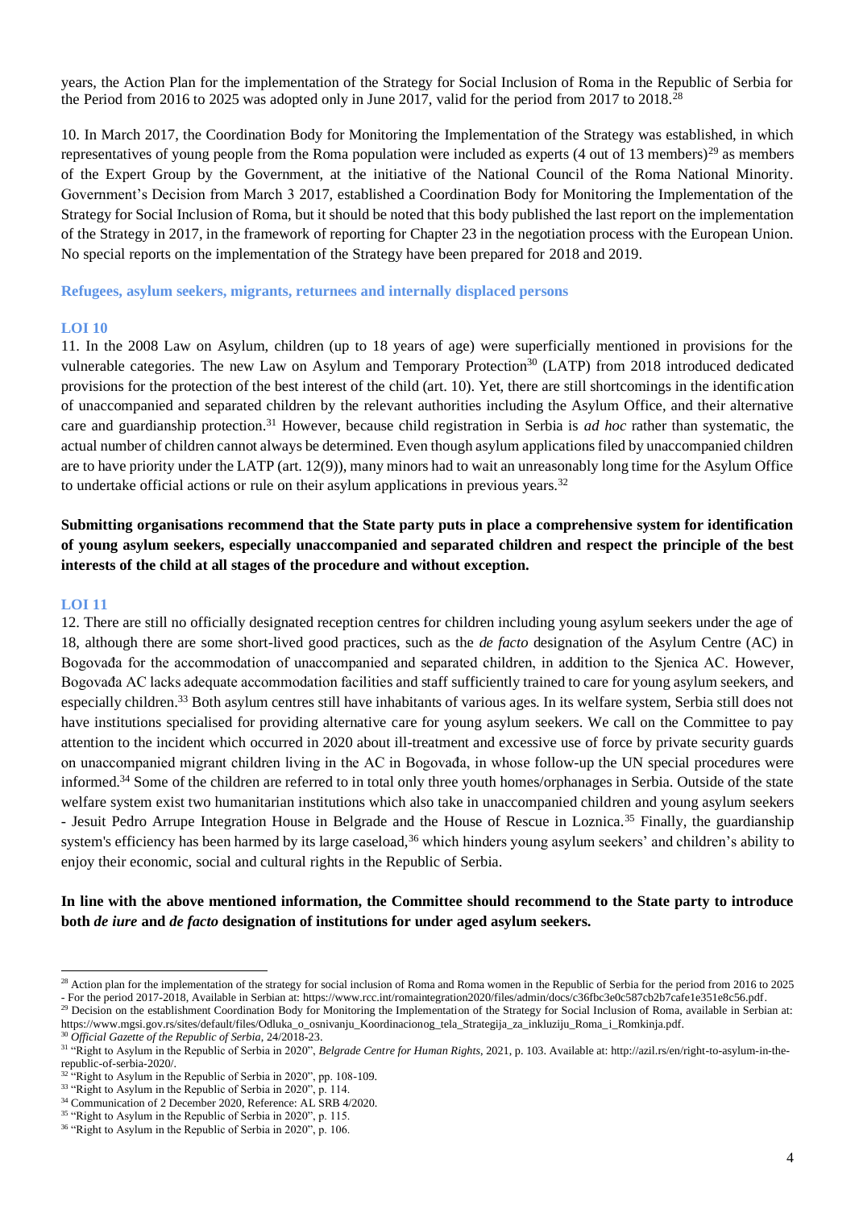years, the Action Plan for the implementation of the Strategy for Social Inclusion of Roma in the Republic of Serbia for the Period from 2016 to 2025 was adopted only in June 2017, valid for the period from 2017 to 2018.[28]

10. In March 2017, the Coordination Body for Monitoring the Implementation of the Strategy was established, in which representatives of young people from the Roma population were included as experts (4 out of 13 members)[29] as members of the Expert Group by the Government, at the initiative of the National Council of the Roma National Minority. Government's Decision from March 3 2017, established a Coordination Body for Monitoring the Implementation of the Strategy for Social Inclusion of Roma, but it should be noted that this body published the last report on the implementation of the Strategy in 2017, in the framework of reporting for Chapter 23 in the negotiation process with the European Union. No special reports on the implementation of the Strategy have been prepared for 2018 and 2019.

### Refugees, asylum seekers, migrants, returnees and internally displaced persons

#### LOI 10

11. In the 2008 Law on Asylum, children (up to 18 years of age) were superficially mentioned in provisions for the vulnerable categories. The new Law on Asylum and Temporary Protection[30] (LATP) from 2018 introduced dedicated provisions for the protection of the best interest of the child (art. 10). Yet, there are still shortcomings in the identification of unaccompanied and separated children by the relevant authorities including the Asylum Office, and their alternative care and guardianship protection.[31] However, because child registration in Serbia is *ad hoc* rather than systematic, the actual number of children cannot always be determined. Even though asylum applications filed by unaccompanied children are to have priority under the LATP (art. 12(9)), many minors had to wait an unreasonably long time for the Asylum Office to undertake official actions or rule on their asylum applications in previous years.[32]

**Submitting organisations recommend that the State party puts in place a comprehensive system for identification of young asylum seekers, especially unaccompanied and separated children and respect the principle of the best interests of the child at all stages of the procedure and without exception.**

#### LOI 11

12. There are still no officially designated reception centres for children including young asylum seekers under the age of 18, although there are some short-lived good practices, such as the *de facto* designation of the Asylum Centre (AC) in Bogovađa for the accommodation of unaccompanied and separated children, in addition to the Sjenica AC. However, Bogovađa AC lacks adequate accommodation facilities and staff sufficiently trained to care for young asylum seekers, and especially children.[33] Both asylum centres still have inhabitants of various ages. In its welfare system, Serbia still does not have institutions specialised for providing alternative care for young asylum seekers. We call on the Committee to pay attention to the incident which occurred in 2020 about ill-treatment and excessive use of force by private security guards on unaccompanied migrant children living in the AC in Bogovađa, in whose follow-up the UN special procedures were informed.[34] Some of the children are referred to in total only three youth homes/orphanages in Serbia. Outside of the state welfare system exist two humanitarian institutions which also take in unaccompanied children and young asylum seekers - Jesuit Pedro Arrupe Integration House in Belgrade and the House of Rescue in Loznica.[35] Finally, the guardianship system's efficiency has been harmed by its large caseload,[36] which hinders young asylum seekers' and children's ability to enjoy their economic, social and cultural rights in the Republic of Serbia.

**In line with the above mentioned information, the Committee should recommend to the State party to introduce both *de iure* and *de facto* designation of institutions for under aged asylum seekers.**

---

[28] Action plan for the implementation of the strategy for social inclusion of Roma and Roma women in the Republic of Serbia for the period from 2016 to 2025 - For the period 2017-2018, Available in Serbian at: https://www.rcc.int/romaintegration2020/files/admin/docs/c36fbc3e0c587cb2b7cafe1e351e8c56.pdf.

[29] Decision on the establishment Coordination Body for Monitoring the Implementation of the Strategy for Social Inclusion of Roma, available in Serbian at: https://www.mgsi.gov.rs/sites/default/files/Odluka_o_osnivanju_Koordinacionog_tela_Strategija_za_inkluziju_Roma_i_Romkinja.pdf.

[30] *Official Gazette of the Republic of Serbia*, 24/2018-23.

[31] "Right to Asylum in the Republic of Serbia in 2020", *Belgrade Centre for Human Rights*, 2021, p. 103. Available at: http://azil.rs/en/right-to-asylum-in-the-republic-of-serbia-2020/.

[32] "Right to Asylum in the Republic of Serbia in 2020", pp. 108-109.

[33] "Right to Asylum in the Republic of Serbia in 2020", p. 114.

[34] Communication of 2 December 2020, Reference: AL SRB 4/2020.

[35] "Right to Asylum in the Republic of Serbia in 2020", p. 115.

[36] "Right to Asylum in the Republic of Serbia in 2020", p. 106.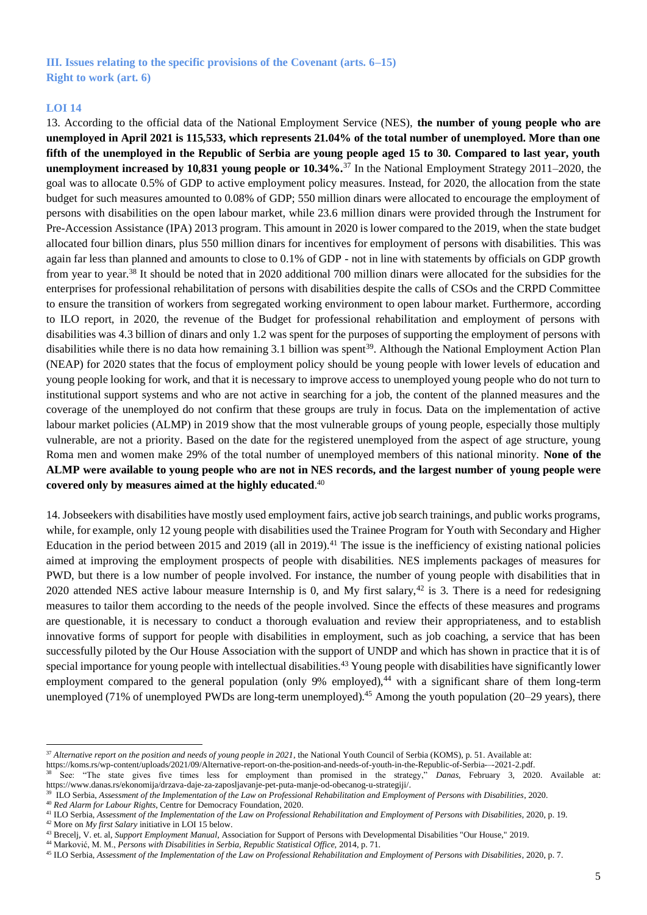### III. Issues relating to the specific provisions of the Covenant (arts. 6–15)

### Right to work (art. 6)

#### LOI 14

13. According to the official data of the National Employment Service (NES), **the number of young people who are unemployed in April 2021 is 115,533, which represents 21.04% of the total number of unemployed. More than one fifth of the unemployed in the Republic of Serbia are young people aged 15 to 30. Compared to last year, youth unemployment increased by 10,831 young people or 10.34%.**[37] In the National Employment Strategy 2011–2020, the goal was to allocate 0.5% of GDP to active employment policy measures. Instead, for 2020, the allocation from the state budget for such measures amounted to 0.08% of GDP; 550 million dinars were allocated to encourage the employment of persons with disabilities on the open labour market, while 23.6 million dinars were provided through the Instrument for Pre-Accession Assistance (IPA) 2013 program. This amount in 2020 is lower compared to the 2019, when the state budget allocated four billion dinars, plus 550 million dinars for incentives for employment of persons with disabilities. This was again far less than planned and amounts to close to 0.1% of GDP - not in line with statements by officials on GDP growth from year to year.[38] It should be noted that in 2020 additional 700 million dinars were allocated for the subsidies for the enterprises for professional rehabilitation of persons with disabilities despite the calls of CSOs and the CRPD Committee to ensure the transition of workers from segregated working environment to open labour market. Furthermore, according to ILO report, in 2020, the revenue of the Budget for professional rehabilitation and employment of persons with disabilities was 4.3 billion of dinars and only 1.2 was spent for the purposes of supporting the employment of persons with disabilities while there is no data how remaining 3.1 billion was spent[39]. Although the National Employment Action Plan (NEAP) for 2020 states that the focus of employment policy should be young people with lower levels of education and young people looking for work, and that it is necessary to improve access to unemployed young people who do not turn to institutional support systems and who are not active in searching for a job, the content of the planned measures and the coverage of the unemployed do not confirm that these groups are truly in focus. Data on the implementation of active labour market policies (ALMP) in 2019 show that the most vulnerable groups of young people, especially those multiply vulnerable, are not a priority. Based on the date for the registered unemployed from the aspect of age structure, young Roma men and women make 29% of the total number of unemployed members of this national minority. **None of the ALMP were available to young people who are not in NES records, and the largest number of young people were covered only by measures aimed at the highly educated**.[40]

14. Jobseekers with disabilities have mostly used employment fairs, active job search trainings, and public works programs, while, for example, only 12 young people with disabilities used the Trainee Program for Youth with Secondary and Higher Education in the period between 2015 and 2019 (all in 2019).[41] The issue is the inefficiency of existing national policies aimed at improving the employment prospects of people with disabilities. NES implements packages of measures for PWD, but there is a low number of people involved. For instance, the number of young people with disabilities that in 2020 attended NES active labour measure Internship is 0, and My first salary,[42] is 3. There is a need for redesigning measures to tailor them according to the needs of the people involved. Since the effects of these measures and programs are questionable, it is necessary to conduct a thorough evaluation and review their appropriateness, and to establish innovative forms of support for people with disabilities in employment, such as job coaching, a service that has been successfully piloted by the Our House Association with the support of UNDP and which has shown in practice that it is of special importance for young people with intellectual disabilities.[43] Young people with disabilities have significantly lower employment compared to the general population (only 9% employed),[44] with a significant share of them long-term unemployed (71% of unemployed PWDs are long-term unemployed).[45] Among the youth population (20–29 years), there

---

[37] *Alternative report on the position and needs of young people in 2021*, the National Youth Council of Serbia (KOMS), p. 51. Available at: https://koms.rs/wp-content/uploads/2021/09/Alternative-report-on-the-position-and-needs-of-youth-in-the-Republic-of-Serbia–-2021-2.pdf.

[38] See: "The state gives five times less for employment than promised in the strategy," *Danas*, February 3, 2020. Available at: https://www.danas.rs/ekonomija/drzava-daje-za-zaposljavanje-pet-puta-manje-od-obecanog-u-strategiji/.

[39] ILO Serbia, *Assessment of the Implementation of the Law on Professional Rehabilitation and Employment of Persons with Disabilities*, 2020.

[40] *Red Alarm for Labour Rights*, Centre for Democracy Foundation, 2020.

[41] ILO Serbia, *Assessment of the Implementation of the Law on Professional Rehabilitation and Employment of Persons with Disabilities*, 2020, p. 19.

[42] More on *My first Salary* initiative in LOI 15 below.

[43] Brecelj, V. et. al, *Support Employment Manual*, Association for Support of Persons with Developmental Disabilities "Our House," 2019.

[44] Marković, M. M., *Persons with Disabilities in Serbia, Republic Statistical Office*, 2014, p. 71.

[45] ILO Serbia, *Assessment of the Implementation of the Law on Professional Rehabilitation and Employment of Persons with Disabilities*, 2020, p. 7.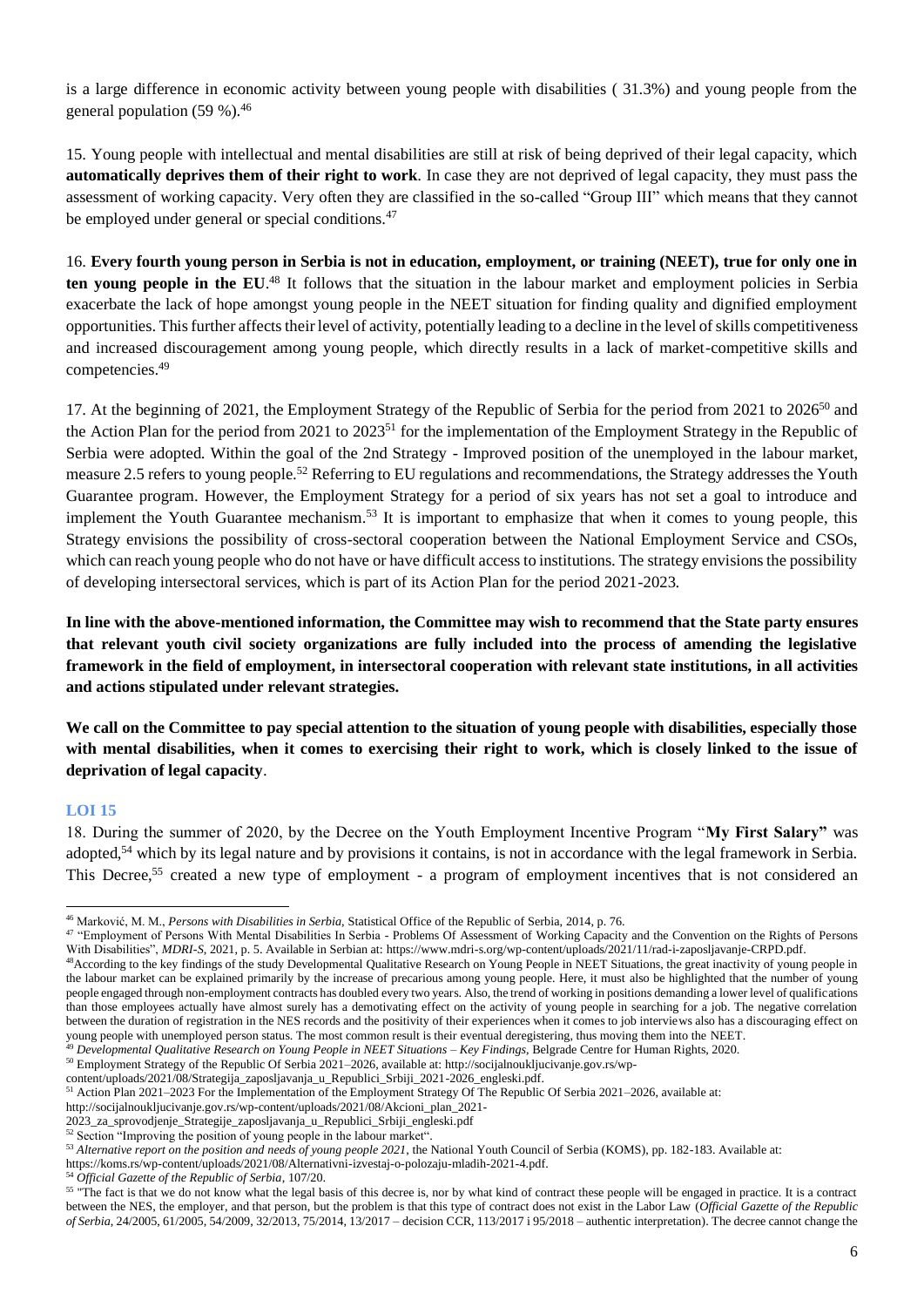is a large difference in economic activity between young people with disabilities ( 31.3%) and young people from the general population (59 %).[46]

15. Young people with intellectual and mental disabilities are still at risk of being deprived of their legal capacity, which **automatically deprives them of their right to work**. In case they are not deprived of legal capacity, they must pass the assessment of working capacity. Very often they are classified in the so-called "Group III" which means that they cannot be employed under general or special conditions.[47]

16. **Every fourth young person in Serbia is not in education, employment, or training (NEET), true for only one in ten young people in the EU**.[48] It follows that the situation in the labour market and employment policies in Serbia exacerbate the lack of hope amongst young people in the NEET situation for finding quality and dignified employment opportunities. This further affects their level of activity, potentially leading to a decline in the level of skills competitiveness and increased discouragement among young people, which directly results in a lack of market-competitive skills and competencies.[49]

17. At the beginning of 2021, the Employment Strategy of the Republic of Serbia for the period from 2021 to 2026[50] and the Action Plan for the period from 2021 to 2023[51] for the implementation of the Employment Strategy in the Republic of Serbia were adopted. Within the goal of the 2nd Strategy - Improved position of the unemployed in the labour market, measure 2.5 refers to young people.[52] Referring to EU regulations and recommendations, the Strategy addresses the Youth Guarantee program. However, the Employment Strategy for a period of six years has not set a goal to introduce and implement the Youth Guarantee mechanism.[53] It is important to emphasize that when it comes to young people, this Strategy envisions the possibility of cross-sectoral cooperation between the National Employment Service and CSOs, which can reach young people who do not have or have difficult access to institutions. The strategy envisions the possibility of developing intersectoral services, which is part of its Action Plan for the period 2021-2023.

**In line with the above-mentioned information, the Committee may wish to recommend that the State party ensures that relevant youth civil society organizations are fully included into the process of amending the legislative framework in the field of employment, in intersectoral cooperation with relevant state institutions, in all activities and actions stipulated under relevant strategies.**

**We call on the Committee to pay special attention to the situation of young people with disabilities, especially those with mental disabilities, when it comes to exercising their right to work, which is closely linked to the issue of deprivation of legal capacity**.

### LOI 15

18. During the summer of 2020, by the Decree on the Youth Employment Incentive Program "**My First Salary"** was adopted,[54] which by its legal nature and by provisions it contains, is not in accordance with the legal framework in Serbia. This Decree,[55] created a new type of employment - a program of employment incentives that is not considered an

---

[46] Marković, M. M., *Persons with Disabilities in Serbia*, Statistical Office of the Republic of Serbia, 2014, p. 76.

[47] "Employment of Persons With Mental Disabilities In Serbia - Problems Of Assessment of Working Capacity and the Convention on the Rights of Persons With Disabilities", *MDRI-S*, 2021, p. 5. Available in Serbian at: https://www.mdri-s.org/wp-content/uploads/2021/11/rad-i-zaposljavanje-CRPD.pdf.

[48] According to the key findings of the study Developmental Qualitative Research on Young People in NEET Situations, the great inactivity of young people in the labour market can be explained primarily by the increase of precarious among young people. Here, it must also be highlighted that the number of young people engaged through non-employment contracts has doubled every two years. Also, the trend of working in positions demanding a lower level of qualifications than those employees actually have almost surely has a demotivating effect on the activity of young people in searching for a job. The negative correlation between the duration of registration in the NES records and the positivity of their experiences when it comes to job interviews also has a discouraging effect on young people with unemployed person status. The most common result is their eventual deregistering, thus moving them into the NEET.

[49] *Developmental Qualitative Research on Young People in NEET Situations – Key Findings*, Belgrade Centre for Human Rights, 2020.

[50] Employment Strategy of the Republic Of Serbia 2021–2026, available at: http://socijalnoukljucivanje.gov.rs/wp-content/uploads/2021/08/Strategija_zaposljavanja_u_Republici_Srbiji_2021-2026_engleski.pdf.

[51] Action Plan 2021–2023 For the Implementation of the Employment Strategy Of The Republic Of Serbia 2021–2026, available at: http://socijalnoukljucivanje.gov.rs/wp-content/uploads/2021/08/Akcioni_plan_2021-2023_za_sprovodjenje_Strategije_zaposljavanja_u_Republici_Srbiji_engleski.pdf

[52] Section "Improving the position of young people in the labour market".

[53] *Alternative report on the position and needs of young people 2021*, the National Youth Council of Serbia (KOMS), pp. 182-183. Available at: https://koms.rs/wp-content/uploads/2021/08/Alternativni-izvestaj-o-polozaju-mladih-2021-4.pdf.

[54] *Official Gazette of the Republic of Serbia*, 107/20.

[55] "The fact is that we do not know what the legal basis of this decree is, nor by what kind of contract these people will be engaged in practice. It is a contract between the NES, the employer, and that person, but the problem is that this type of contract does not exist in the Labor Law (*Official Gazette of the Republic of Serbia*, 24/2005, 61/2005, 54/2009, 32/2013, 75/2014, 13/2017 – decision CCR, 113/2017 i 95/2018 – authentic interpretation). The decree cannot change the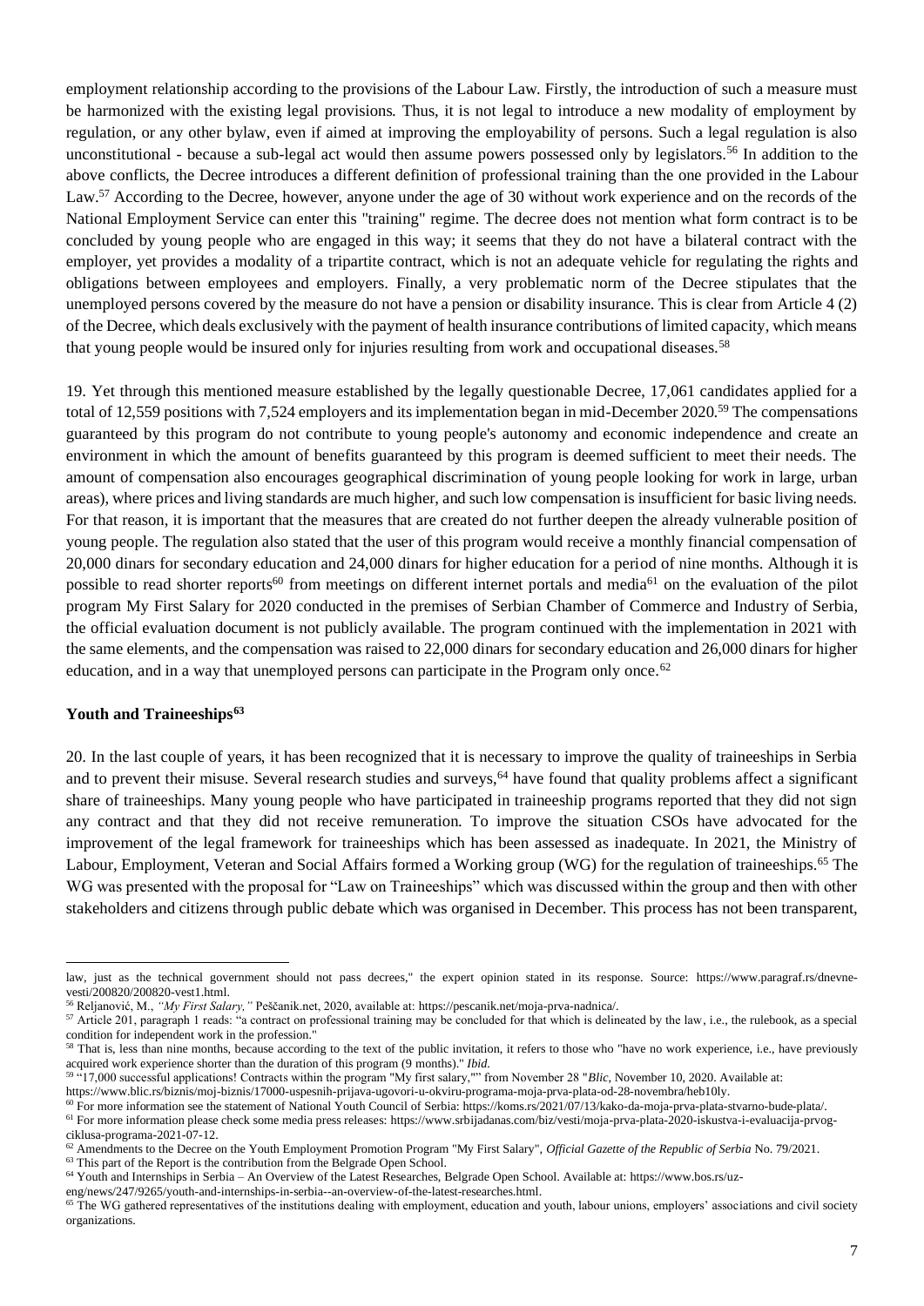employment relationship according to the provisions of the Labour Law. Firstly, the introduction of such a measure must be harmonized with the existing legal provisions. Thus, it is not legal to introduce a new modality of employment by regulation, or any other bylaw, even if aimed at improving the employability of persons. Such a legal regulation is also unconstitutional - because a sub-legal act would then assume powers possessed only by legislators.[56] In addition to the above conflicts, the Decree introduces a different definition of professional training than the one provided in the Labour Law.[57] According to the Decree, however, anyone under the age of 30 without work experience and on the records of the National Employment Service can enter this "training" regime. The decree does not mention what form contract is to be concluded by young people who are engaged in this way; it seems that they do not have a bilateral contract with the employer, yet provides a modality of a tripartite contract, which is not an adequate vehicle for regulating the rights and obligations between employees and employers. Finally, a very problematic norm of the Decree stipulates that the unemployed persons covered by the measure do not have a pension or disability insurance. This is clear from Article 4 (2) of the Decree, which deals exclusively with the payment of health insurance contributions of limited capacity, which means that young people would be insured only for injuries resulting from work and occupational diseases.[58]

19. Yet through this mentioned measure established by the legally questionable Decree, 17,061 candidates applied for a total of 12,559 positions with 7,524 employers and its implementation began in mid-December 2020.[59] The compensations guaranteed by this program do not contribute to young people's autonomy and economic independence and create an environment in which the amount of benefits guaranteed by this program is deemed sufficient to meet their needs. The amount of compensation also encourages geographical discrimination of young people looking for work in large, urban areas), where prices and living standards are much higher, and such low compensation is insufficient for basic living needs. For that reason, it is important that the measures that are created do not further deepen the already vulnerable position of young people. The regulation also stated that the user of this program would receive a monthly financial compensation of 20,000 dinars for secondary education and 24,000 dinars for higher education for a period of nine months. Although it is possible to read shorter reports[60] from meetings on different internet portals and media[61] on the evaluation of the pilot program My First Salary for 2020 conducted in the premises of Serbian Chamber of Commerce and Industry of Serbia, the official evaluation document is not publicly available. The program continued with the implementation in 2021 with the same elements, and the compensation was raised to 22,000 dinars for secondary education and 26,000 dinars for higher education, and in a way that unemployed persons can participate in the Program only once.[62]

### Youth and Traineeships[63]

20. In the last couple of years, it has been recognized that it is necessary to improve the quality of traineeships in Serbia and to prevent their misuse. Several research studies and surveys,[64] have found that quality problems affect a significant share of traineeships. Many young people who have participated in traineeship programs reported that they did not sign any contract and that they did not receive remuneration. To improve the situation CSOs have advocated for the improvement of the legal framework for traineeships which has been assessed as inadequate. In 2021, the Ministry of Labour, Employment, Veteran and Social Affairs formed a Working group (WG) for the regulation of traineeships.[65] The WG was presented with the proposal for "Law on Traineeships" which was discussed within the group and then with other stakeholders and citizens through public debate which was organised in December. This process has not been transparent,

---

law, just as the technical government should not pass decrees," the expert opinion stated in its response. Source: https://www.paragraf.rs/dnevne-vesti/200820/200820-vest1.html.

[56] Reljanović, M., *"My First Salary,"* Peščanik.net, 2020, available at: https://pescanik.net/moja-prva-nadnica/.

[57] Article 201, paragraph 1 reads: "a contract on professional training may be concluded for that which is delineated by the law, i.e., the rulebook, as a special condition for independent work in the profession."

[58] That is, less than nine months, because according to the text of the public invitation, it refers to those who "have no work experience, i.e., have previously acquired work experience shorter than the duration of this program (9 months)." *Ibid.*

[59] "17,000 successful applications! Contracts within the program "My first salary,"" from November 28 "*Blic*, November 10, 2020. Available at: https://www.blic.rs/biznis/moj-biznis/17000-uspesnih-prijava-ugovori-u-okviru-programa-moja-prva-plata-od-28-novembra/heb10ly.

[60] For more information see the statement of National Youth Council of Serbia: https://koms.rs/2021/07/13/kako-da-moja-prva-plata-stvarno-bude-plata/.

[61] For more information please check some media press releases: https://www.srbijadanas.com/biz/vesti/moja-prva-plata-2020-iskustva-i-evaluacija-prvog-ciklusa-programa-2021-07-12.

[62] Amendments to the Decree on the Youth Employment Promotion Program "My First Salary", *Official Gazette of the Republic of Serbia* No. 79/2021.

[63] This part of the Report is the contribution from the Belgrade Open School.

[64] Youth and Internships in Serbia – An Overview of the Latest Researches, Belgrade Open School. Available at: https://www.bos.rs/uz-eng/news/247/9265/youth-and-internships-in-serbia--an-overview-of-the-latest-researches.html.

[65] The WG gathered representatives of the institutions dealing with employment, education and youth, labour unions, employers' associations and civil society organizations.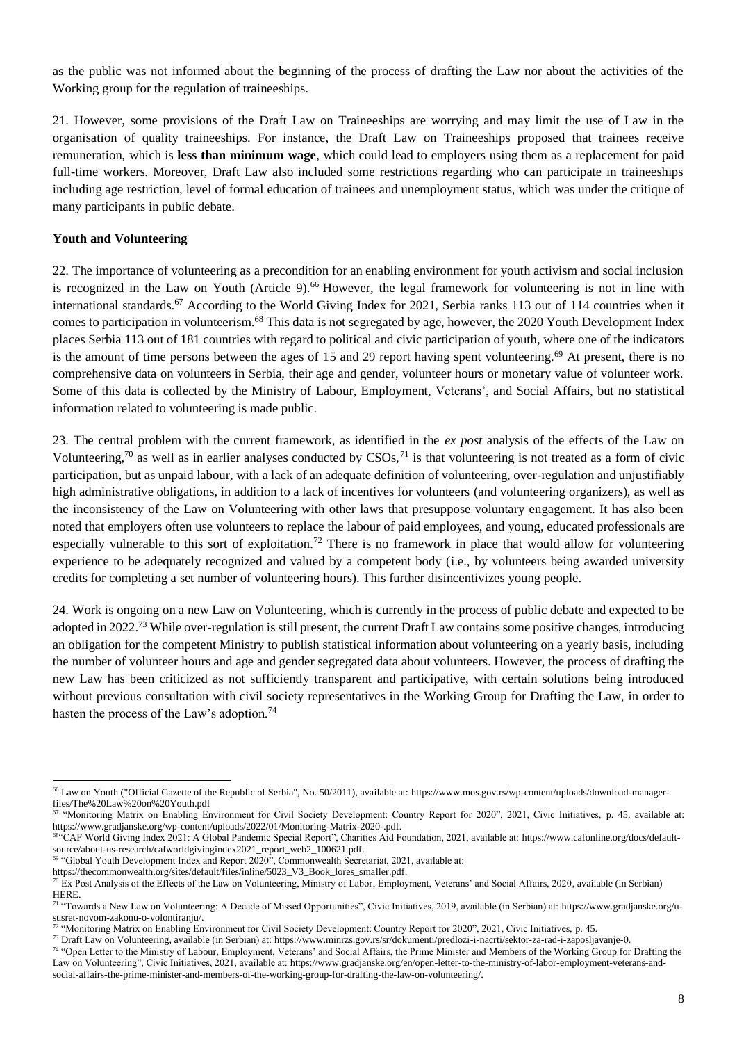as the public was not informed about the beginning of the process of drafting the Law nor about the activities of the Working group for the regulation of traineeships.

21. However, some provisions of the Draft Law on Traineeships are worrying and may limit the use of Law in the organisation of quality traineeships. For instance, the Draft Law on Traineeships proposed that trainees receive remuneration, which is **less than minimum wage**, which could lead to employers using them as a replacement for paid full-time workers. Moreover, Draft Law also included some restrictions regarding who can participate in traineeships including age restriction, level of formal education of trainees and unemployment status, which was under the critique of many participants in public debate.

**Youth and Volunteering**

22. The importance of volunteering as a precondition for an enabling environment for youth activism and social inclusion is recognized in the Law on Youth (Article 9).[66] However, the legal framework for volunteering is not in line with international standards.[67] According to the World Giving Index for 2021, Serbia ranks 113 out of 114 countries when it comes to participation in volunteerism.[68] This data is not segregated by age, however, the 2020 Youth Development Index places Serbia 113 out of 181 countries with regard to political and civic participation of youth, where one of the indicators is the amount of time persons between the ages of 15 and 29 report having spent volunteering.[69] At present, there is no comprehensive data on volunteers in Serbia, their age and gender, volunteer hours or monetary value of volunteer work. Some of this data is collected by the Ministry of Labour, Employment, Veterans', and Social Affairs, but no statistical information related to volunteering is made public.

23. The central problem with the current framework, as identified in the *ex post* analysis of the effects of the Law on Volunteering,[70] as well as in earlier analyses conducted by CSOs,[71] is that volunteering is not treated as a form of civic participation, but as unpaid labour, with a lack of an adequate definition of volunteering, over-regulation and unjustifiably high administrative obligations, in addition to a lack of incentives for volunteers (and volunteering organizers), as well as the inconsistency of the Law on Volunteering with other laws that presuppose voluntary engagement. It has also been noted that employers often use volunteers to replace the labour of paid employees, and young, educated professionals are especially vulnerable to this sort of exploitation.[72] There is no framework in place that would allow for volunteering experience to be adequately recognized and valued by a competent body (i.e., by volunteers being awarded university credits for completing a set number of volunteering hours). This further disincentivizes young people.

24. Work is ongoing on a new Law on Volunteering, which is currently in the process of public debate and expected to be adopted in 2022.[73] While over-regulation is still present, the current Draft Law contains some positive changes, introducing an obligation for the competent Ministry to publish statistical information about volunteering on a yearly basis, including the number of volunteer hours and age and gender segregated data about volunteers. However, the process of drafting the new Law has been criticized as not sufficiently transparent and participative, with certain solutions being introduced without previous consultation with civil society representatives in the Working Group for Drafting the Law, in order to hasten the process of the Law's adoption.[74]

---

[66] Law on Youth ("Official Gazette of the Republic of Serbia", No. 50/2011), available at: https://www.mos.gov.rs/wp-content/uploads/download-manager-files/The%20Law%20on%20Youth.pdf

[67] "Monitoring Matrix on Enabling Environment for Civil Society Development: Country Report for 2020", 2021, Civic Initiatives, p. 45, available at: https://www.gradjanske.org/wp-content/uploads/2022/01/Monitoring-Matrix-2020-.pdf.

[68] "CAF World Giving Index 2021: A Global Pandemic Special Report", Charities Aid Foundation, 2021, available at: https://www.cafonline.org/docs/default-source/about-us-research/cafworldgivingindex2021_report_web2_100621.pdf.

[69] "Global Youth Development Index and Report 2020", Commonwealth Secretariat, 2021, available at: https://thecommonwealth.org/sites/default/files/inline/5023_V3_Book_lores_smaller.pdf.

[70] Ex Post Analysis of the Effects of the Law on Volunteering, Ministry of Labor, Employment, Veterans' and Social Affairs, 2020, available (in Serbian) HERE.

[71] "Towards a New Law on Volunteering: A Decade of Missed Opportunities", Civic Initiatives, 2019, available (in Serbian) at: https://www.gradjanske.org/u-susret-novom-zakonu-o-volontiranju/.

[72] "Monitoring Matrix on Enabling Environment for Civil Society Development: Country Report for 2020", 2021, Civic Initiatives, p. 45.

[73] Draft Law on Volunteering, available (in Serbian) at: https://www.minrzs.gov.rs/sr/dokumenti/predlozi-i-nacrti/sektor-za-rad-i-zaposljavanje-0.

[74] "Open Letter to the Ministry of Labour, Employment, Veterans' and Social Affairs, the Prime Minister and Members of the Working Group for Drafting the Law on Volunteering", Civic Initiatives, 2021, available at: https://www.gradjanske.org/en/open-letter-to-the-ministry-of-labor-employment-veterans-and-social-affairs-the-prime-minister-and-members-of-the-working-group-for-drafting-the-law-on-volunteering/.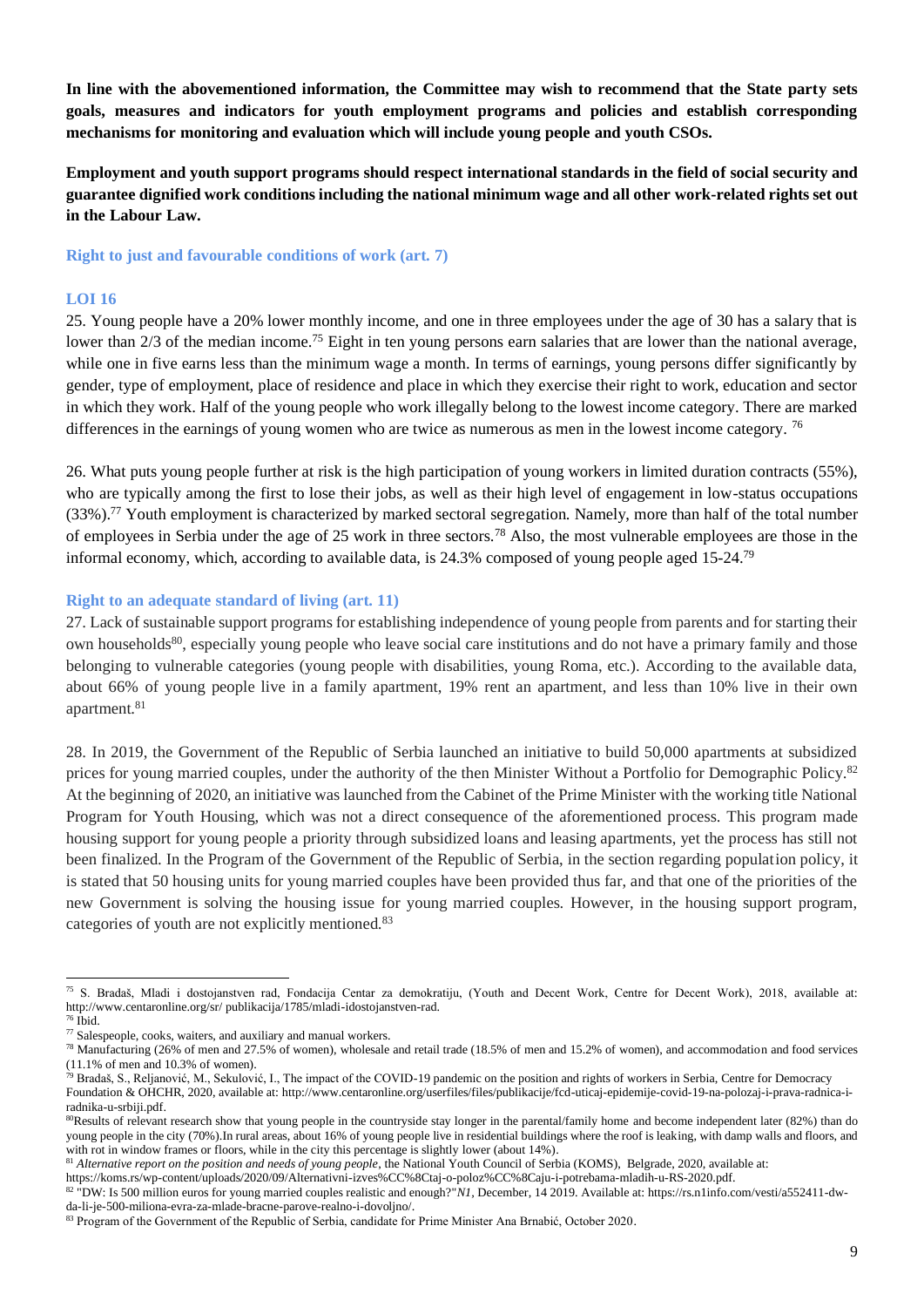**In line with the abovementioned information, the Committee may wish to recommend that the State party sets goals, measures and indicators for youth employment programs and policies and establish corresponding mechanisms for monitoring and evaluation which will include young people and youth CSOs.**

**Employment and youth support programs should respect international standards in the field of social security and guarantee dignified work conditions including the national minimum wage and all other work-related rights set out in the Labour Law.**

### Right to just and favourable conditions of work (art. 7)

#### LOI 16

25. Young people have a 20% lower monthly income, and one in three employees under the age of 30 has a salary that is lower than 2/3 of the median income.[75] Eight in ten young persons earn salaries that are lower than the national average, while one in five earns less than the minimum wage a month. In terms of earnings, young persons differ significantly by gender, type of employment, place of residence and place in which they exercise their right to work, education and sector in which they work. Half of the young people who work illegally belong to the lowest income category. There are marked differences in the earnings of young women who are twice as numerous as men in the lowest income category. [76]

26. What puts young people further at risk is the high participation of young workers in limited duration contracts (55%), who are typically among the first to lose their jobs, as well as their high level of engagement in low-status occupations (33%).[77] Youth employment is characterized by marked sectoral segregation. Namely, more than half of the total number of employees in Serbia under the age of 25 work in three sectors.[78] Also, the most vulnerable employees are those in the informal economy, which, according to available data, is 24.3% composed of young people aged 15-24.[79]

### Right to an adequate standard of living (art. 11)

27. Lack of sustainable support programs for establishing independence of young people from parents and for starting their own households[80], especially young people who leave social care institutions and do not have a primary family and those belonging to vulnerable categories (young people with disabilities, young Roma, etc.). According to the available data, about 66% of young people live in a family apartment, 19% rent an apartment, and less than 10% live in their own apartment.[81]

28. In 2019, the Government of the Republic of Serbia launched an initiative to build 50,000 apartments at subsidized prices for young married couples, under the authority of the then Minister Without a Portfolio for Demographic Policy.[82] At the beginning of 2020, an initiative was launched from the Cabinet of the Prime Minister with the working title National Program for Youth Housing, which was not a direct consequence of the aforementioned process. This program made housing support for young people a priority through subsidized loans and leasing apartments, yet the process has still not been finalized. In the Program of the Government of the Republic of Serbia, in the section regarding population policy, it is stated that 50 housing units for young married couples have been provided thus far, and that one of the priorities of the new Government is solving the housing issue for young married couples. However, in the housing support program, categories of youth are not explicitly mentioned.[83]

---

[75] S. Bradaš, Mladi i dostojanstven rad, Fondacija Centar za demokratiju, (Youth and Decent Work, Centre for Decent Work), 2018, available at: http://www.centaronline.org/sr/ publikacija/1785/mladi-idostojanstven-rad.

[76] Ibid.

[77] Salespeople, cooks, waiters, and auxiliary and manual workers.

[78] Manufacturing (26% of men and 27.5% of women), wholesale and retail trade (18.5% of men and 15.2% of women), and accommodation and food services (11.1% of men and 10.3% of women).

[79] Bradaš, S., Reljanović, M., Sekulović, I., The impact of the COVID-19 pandemic on the position and rights of workers in Serbia, Centre for Democracy Foundation & OHCHR, 2020, available at: http://www.centaronline.org/userfiles/files/publikacije/fcd-uticaj-epidemije-covid-19-na-polozaj-i-prava-radnica-i-radnika-u-srbiji.pdf.

[80] Results of relevant research show that young people in the countryside stay longer in the parental/family home and become independent later (82%) than do young people in the city (70%).In rural areas, about 16% of young people live in residential buildings where the roof is leaking, with damp walls and floors, and with rot in window frames or floors, while in the city this percentage is slightly lower (about 14%).

[81] *Alternative report on the position and needs of young people*, the National Youth Council of Serbia (KOMS), Belgrade, 2020, available at: https://koms.rs/wp-content/uploads/2020/09/Alternativni-izves%CC%8Ctaj-o-poloz%CC%8Caju-i-potrebama-mladih-u-RS-2020.pdf.

[82] "DW: Is 500 million euros for young married couples realistic and enough?"*N1*, December, 14 2019. Available at: https://rs.n1info.com/vesti/a552411-dw-da-li-je-500-miliona-evra-za-mlade-bracne-parove-realno-i-dovoljno/.

[83] Program of the Government of the Republic of Serbia, candidate for Prime Minister Ana Brnabić, October 2020.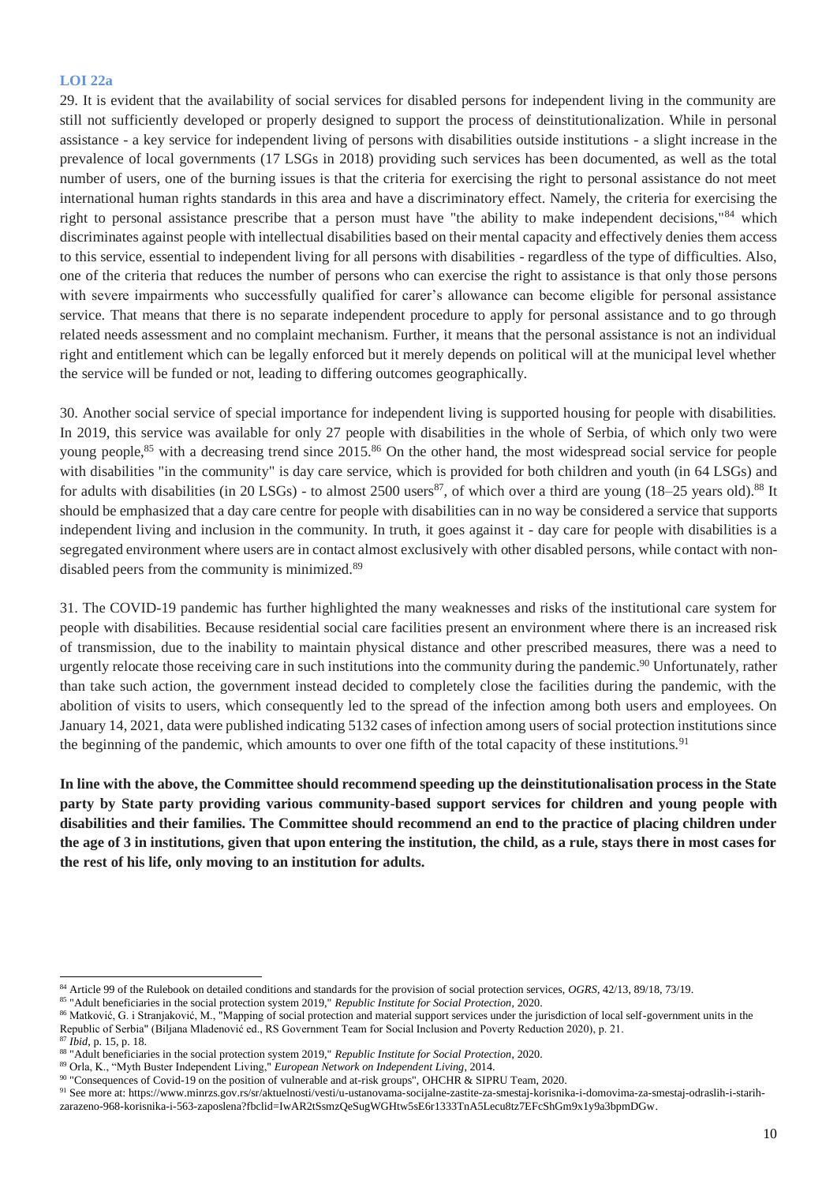**LOI 22a**

29. It is evident that the availability of social services for disabled persons for independent living in the community are still not sufficiently developed or properly designed to support the process of deinstitutionalization. While in personal assistance - a key service for independent living of persons with disabilities outside institutions - a slight increase in the prevalence of local governments (17 LSGs in 2018) providing such services has been documented, as well as the total number of users, one of the burning issues is that the criteria for exercising the right to personal assistance do not meet international human rights standards in this area and have a discriminatory effect. Namely, the criteria for exercising the right to personal assistance prescribe that a person must have "the ability to make independent decisions,"[84] which discriminates against people with intellectual disabilities based on their mental capacity and effectively denies them access to this service, essential to independent living for all persons with disabilities - regardless of the type of difficulties. Also, one of the criteria that reduces the number of persons who can exercise the right to assistance is that only those persons with severe impairments who successfully qualified for carer's allowance can become eligible for personal assistance service. That means that there is no separate independent procedure to apply for personal assistance and to go through related needs assessment and no complaint mechanism. Further, it means that the personal assistance is not an individual right and entitlement which can be legally enforced but it merely depends on political will at the municipal level whether the service will be funded or not, leading to differing outcomes geographically.

30. Another social service of special importance for independent living is supported housing for people with disabilities. In 2019, this service was available for only 27 people with disabilities in the whole of Serbia, of which only two were young people,[85] with a decreasing trend since 2015.[86] On the other hand, the most widespread social service for people with disabilities "in the community" is day care service, which is provided for both children and youth (in 64 LSGs) and for adults with disabilities (in 20 LSGs) - to almost 2500 users[87], of which over a third are young (18–25 years old).[88] It should be emphasized that a day care centre for people with disabilities can in no way be considered a service that supports independent living and inclusion in the community. In truth, it goes against it - day care for people with disabilities is a segregated environment where users are in contact almost exclusively with other disabled persons, while contact with non-disabled peers from the community is minimized.[89]

31. The COVID-19 pandemic has further highlighted the many weaknesses and risks of the institutional care system for people with disabilities. Because residential social care facilities present an environment where there is an increased risk of transmission, due to the inability to maintain physical distance and other prescribed measures, there was a need to urgently relocate those receiving care in such institutions into the community during the pandemic.[90] Unfortunately, rather than take such action, the government instead decided to completely close the facilities during the pandemic, with the abolition of visits to users, which consequently led to the spread of the infection among both users and employees. On January 14, 2021, data were published indicating 5132 cases of infection among users of social protection institutions since the beginning of the pandemic, which amounts to over one fifth of the total capacity of these institutions.[91]

**In line with the above, the Committee should recommend speeding up the deinstitutionalisation process in the State party by State party providing various community-based support services for children and young people with disabilities and their families. The Committee should recommend an end to the practice of placing children under the age of 3 in institutions, given that upon entering the institution, the child, as a rule, stays there in most cases for the rest of his life, only moving to an institution for adults.**

---

[84] Article 99 of the Rulebook on detailed conditions and standards for the provision of social protection services, *OGRS*, 42/13, 89/18, 73/19.

[85] "Adult beneficiaries in the social protection system 2019," *Republic Institute for Social Protection*, 2020.

[86] Matković, G. i Stranjaković, M., "Mapping of social protection and material support services under the jurisdiction of local self-government units in the Republic of Serbia" (Biljana Mladenović ed., RS Government Team for Social Inclusion and Poverty Reduction 2020), p. 21.

[87] *Ibid*, p. 15, p. 18.

[88] "Adult beneficiaries in the social protection system 2019," *Republic Institute for Social Protection*, 2020.

[89] Orla, K., "Myth Buster Independent Living," *European Network on Independent Living*, 2014.

[90] "Consequences of Covid-19 on the position of vulnerable and at-risk groups", OHCHR & SIPRU Team, 2020.

[91] See more at: https://www.minrzs.gov.rs/sr/aktuelnosti/vesti/u-ustanovama-socijalne-zastite-za-smestaj-korisnika-i-domovima-za-smestaj-odraslih-i-starih-zarazeno-968-korisnika-i-563-zaposlena?fbclid=IwAR2tSsmzQeSugWGHtw5sE6r1333TnA5Lecu8tz7EFcShGm9x1y9a3bpmDGw.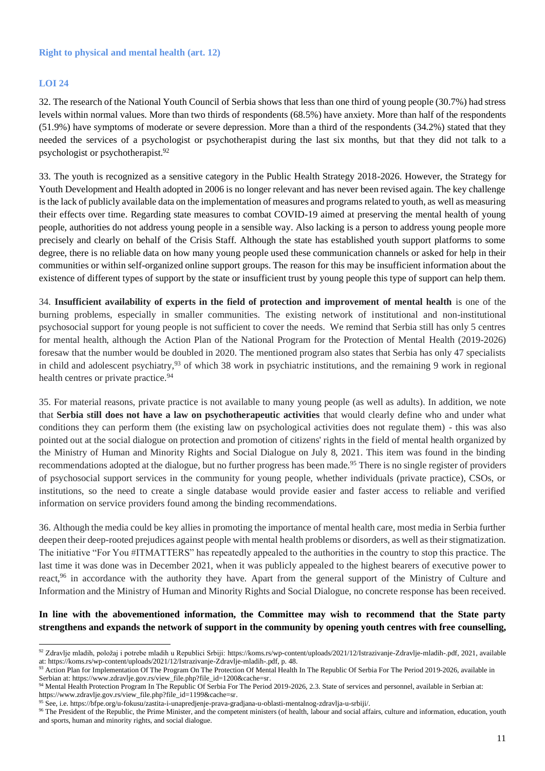### Right to physical and mental health (art. 12)

### LOI 24

32. The research of the National Youth Council of Serbia shows that less than one third of young people (30.7%) had stress levels within normal values. More than two thirds of respondents (68.5%) have anxiety. More than half of the respondents (51.9%) have symptoms of moderate or severe depression. More than a third of the respondents (34.2%) stated that they needed the services of a psychologist or psychotherapist during the last six months, but that they did not talk to a psychologist or psychotherapist.[92]

33. The youth is recognized as a sensitive category in the Public Health Strategy 2018-2026. However, the Strategy for Youth Development and Health adopted in 2006 is no longer relevant and has never been revised again. The key challenge is the lack of publicly available data on the implementation of measures and programs related to youth, as well as measuring their effects over time. Regarding state measures to combat COVID-19 aimed at preserving the mental health of young people, authorities do not address young people in a sensible way. Also lacking is a person to address young people more precisely and clearly on behalf of the Crisis Staff. Although the state has established youth support platforms to some degree, there is no reliable data on how many young people used these communication channels or asked for help in their communities or within self-organized online support groups. The reason for this may be insufficient information about the existence of different types of support by the state or insufficient trust by young people this type of support can help them.

34. **Insufficient availability of experts in the field of protection and improvement of mental health** is one of the burning problems, especially in smaller communities. The existing network of institutional and non-institutional psychosocial support for young people is not sufficient to cover the needs. We remind that Serbia still has only 5 centres for mental health, although the Action Plan of the National Program for the Protection of Mental Health (2019-2026) foresaw that the number would be doubled in 2020. The mentioned program also states that Serbia has only 47 specialists in child and adolescent psychiatry,[93] of which 38 work in psychiatric institutions, and the remaining 9 work in regional health centres or private practice.[94]

35. For material reasons, private practice is not available to many young people (as well as adults). In addition, we note that **Serbia still does not have a law on psychotherapeutic activities** that would clearly define who and under what conditions they can perform them (the existing law on psychological activities does not regulate them) - this was also pointed out at the social dialogue on protection and promotion of citizens' rights in the field of mental health organized by the Ministry of Human and Minority Rights and Social Dialogue on July 8, 2021. This item was found in the binding recommendations adopted at the dialogue, but no further progress has been made.[95] There is no single register of providers of psychosocial support services in the community for young people, whether individuals (private practice), CSOs, or institutions, so the need to create a single database would provide easier and faster access to reliable and verified information on service providers found among the binding recommendations.

36. Although the media could be key allies in promoting the importance of mental health care, most media in Serbia further deepen their deep-rooted prejudices against people with mental health problems or disorders, as well as their stigmatization. The initiative "For You #ITMATTERS" has repeatedly appealed to the authorities in the country to stop this practice. The last time it was done was in December 2021, when it was publicly appealed to the highest bearers of executive power to react,[96] in accordance with the authority they have. Apart from the general support of the Ministry of Culture and Information and the Ministry of Human and Minority Rights and Social Dialogue, no concrete response has been received.

**In line with the abovementioned information, the Committee may wish to recommend that the State party strengthens and expands the network of support in the community by opening youth centres with free counselling,**

---

[92] Zdravlje mladih, položaj i potrebe mladih u Republici Srbiji: https://koms.rs/wp-content/uploads/2021/12/Istrazivanje-Zdravlje-mladih-.pdf, 2021, available at: https://koms.rs/wp-content/uploads/2021/12/Istrazivanje-Zdravlje-mladih-.pdf, p. 48.

[93] Action Plan for Implementation Of The Program On The Protection Of Mental Health In The Republic Of Serbia For The Period 2019-2026, available in Serbian at: https://www.zdravlje.gov.rs/view_file.php?file_id=1200&cache=sr.

[94] Mental Health Protection Program In The Republic Of Serbia For The Period 2019-2026, 2.3. State of services and personnel, available in Serbian at: https://www.zdravlje.gov.rs/view_file.php?file_id=1199&cache=sr.

[95] See, i.e. https://bfpe.org/u-fokusu/zastita-i-unapredjenje-prava-gradjana-u-oblasti-mentalnog-zdravlja-u-srbiji/.

[96] The President of the Republic, the Prime Minister, and the competent ministers (of health, labour and social affairs, culture and information, education, youth and sports, human and minority rights, and social dialogue.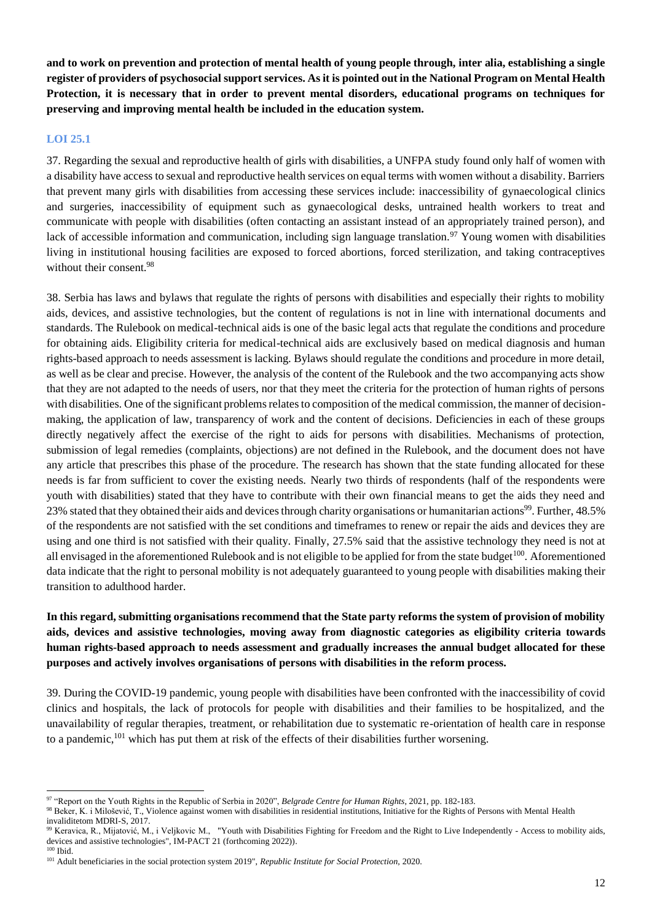**and to work on prevention and protection of mental health of young people through, inter alia, establishing a single register of providers of psychosocial support services. As it is pointed out in the National Program on Mental Health Protection, it is necessary that in order to prevent mental disorders, educational programs on techniques for preserving and improving mental health be included in the education system.**

### LOI 25.1

37. Regarding the sexual and reproductive health of girls with disabilities, a UNFPA study found only half of women with a disability have access to sexual and reproductive health services on equal terms with women without a disability. Barriers that prevent many girls with disabilities from accessing these services include: inaccessibility of gynaecological clinics and surgeries, inaccessibility of equipment such as gynaecological desks, untrained health workers to treat and communicate with people with disabilities (often contacting an assistant instead of an appropriately trained person), and lack of accessible information and communication, including sign language translation.[97] Young women with disabilities living in institutional housing facilities are exposed to forced abortions, forced sterilization, and taking contraceptives without their consent.[98]

38. Serbia has laws and bylaws that regulate the rights of persons with disabilities and especially their rights to mobility aids, devices, and assistive technologies, but the content of regulations is not in line with international documents and standards. The Rulebook on medical-technical aids is one of the basic legal acts that regulate the conditions and procedure for obtaining aids. Eligibility criteria for medical-technical aids are exclusively based on medical diagnosis and human rights-based approach to needs assessment is lacking. Bylaws should regulate the conditions and procedure in more detail, as well as be clear and precise. However, the analysis of the content of the Rulebook and the two accompanying acts show that they are not adapted to the needs of users, nor that they meet the criteria for the protection of human rights of persons with disabilities. One of the significant problems relates to composition of the medical commission, the manner of decision-making, the application of law, transparency of work and the content of decisions. Deficiencies in each of these groups directly negatively affect the exercise of the right to aids for persons with disabilities. Mechanisms of protection, submission of legal remedies (complaints, objections) are not defined in the Rulebook, and the document does not have any article that prescribes this phase of the procedure. The research has shown that the state funding allocated for these needs is far from sufficient to cover the existing needs. Nearly two thirds of respondents (half of the respondents were youth with disabilities) stated that they have to contribute with their own financial means to get the aids they need and 23% stated that they obtained their aids and devices through charity organisations or humanitarian actions[99]. Further, 48.5% of the respondents are not satisfied with the set conditions and timeframes to renew or repair the aids and devices they are using and one third is not satisfied with their quality. Finally, 27.5% said that the assistive technology they need is not at all envisaged in the aforementioned Rulebook and is not eligible to be applied for from the state budget[100]. Aforementioned data indicate that the right to personal mobility is not adequately guaranteed to young people with disabilities making their transition to adulthood harder.

**In this regard, submitting organisations recommend that the State party reforms the system of provision of mobility aids, devices and assistive technologies, moving away from diagnostic categories as eligibility criteria towards human rights-based approach to needs assessment and gradually increases the annual budget allocated for these purposes and actively involves organisations of persons with disabilities in the reform process.**

39. During the COVID-19 pandemic, young people with disabilities have been confronted with the inaccessibility of covid clinics and hospitals, the lack of protocols for people with disabilities and their families to be hospitalized, and the unavailability of regular therapies, treatment, or rehabilitation due to systematic re-orientation of health care in response to a pandemic,[101] which has put them at risk of the effects of their disabilities further worsening.

---

[97] "Report on the Youth Rights in the Republic of Serbia in 2020", *Belgrade Centre for Human Rights*, 2021, pp. 182-183.

[98] Beker, K. i Milošević, T., Violence against women with disabilities in residential institutions, Initiative for the Rights of Persons with Mental Health invaliditetom MDRI-S, 2017.

[99] Keravica, R., Mijatović, M., i Veljkovic M., "Youth with Disabilities Fighting for Freedom and the Right to Live Independently - Access to mobility aids, devices and assistive technologies", IM-PACT 21 (forthcoming 2022)).

[100] Ibid.

[101] Adult beneficiaries in the social protection system 2019", *Republic Institute for Social Protection*, 2020.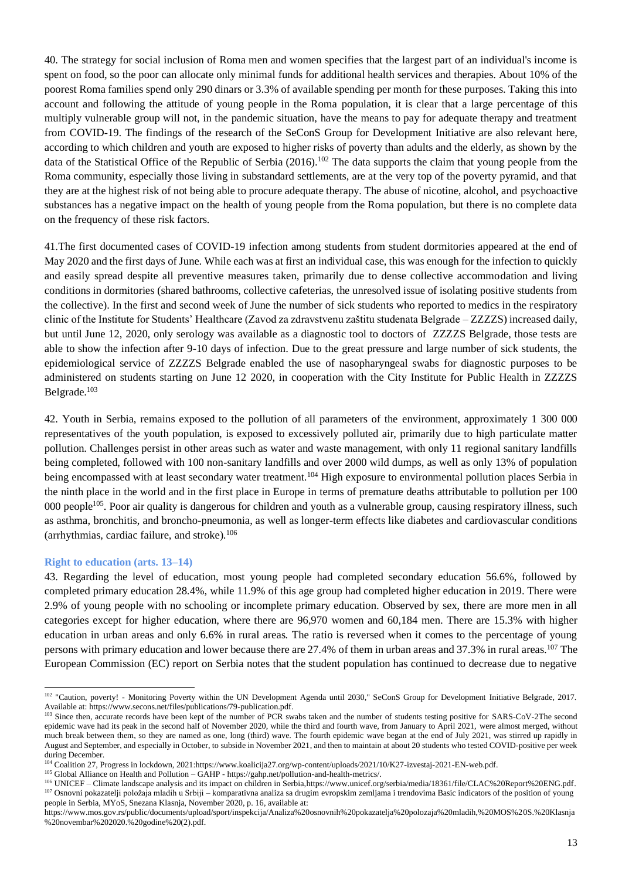40. The strategy for social inclusion of Roma men and women specifies that the largest part of an individual's income is spent on food, so the poor can allocate only minimal funds for additional health services and therapies. About 10% of the poorest Roma families spend only 290 dinars or 3.3% of available spending per month for these purposes. Taking this into account and following the attitude of young people in the Roma population, it is clear that a large percentage of this multiply vulnerable group will not, in the pandemic situation, have the means to pay for adequate therapy and treatment from COVID-19. The findings of the research of the SeConS Group for Development Initiative are also relevant here, according to which children and youth are exposed to higher risks of poverty than adults and the elderly, as shown by the data of the Statistical Office of the Republic of Serbia (2016).[102] The data supports the claim that young people from the Roma community, especially those living in substandard settlements, are at the very top of the poverty pyramid, and that they are at the highest risk of not being able to procure adequate therapy. The abuse of nicotine, alcohol, and psychoactive substances has a negative impact on the health of young people from the Roma population, but there is no complete data on the frequency of these risk factors.

41.The first documented cases of COVID-19 infection among students from student dormitories appeared at the end of May 2020 and the first days of June. While each was at first an individual case, this was enough for the infection to quickly and easily spread despite all preventive measures taken, primarily due to dense collective accommodation and living conditions in dormitories (shared bathrooms, collective cafeterias, the unresolved issue of isolating positive students from the collective). In the first and second week of June the number of sick students who reported to medics in the respiratory clinic of the Institute for Students' Healthcare (Zavod za zdravstvenu zaštitu studenata Belgrade – ZZZZS) increased daily, but until June 12, 2020, only serology was available as a diagnostic tool to doctors of ZZZZS Belgrade, those tests are able to show the infection after 9-10 days of infection. Due to the great pressure and large number of sick students, the epidemiological service of ZZZZS Belgrade enabled the use of nasopharyngeal swabs for diagnostic purposes to be administered on students starting on June 12 2020, in cooperation with the City Institute for Public Health in ZZZZS Belgrade.[103]

42. Youth in Serbia, remains exposed to the pollution of all parameters of the environment, approximately 1 300 000 representatives of the youth population, is exposed to excessively polluted air, primarily due to high particulate matter pollution. Challenges persist in other areas such as water and waste management, with only 11 regional sanitary landfills being completed, followed with 100 non-sanitary landfills and over 2000 wild dumps, as well as only 13% of population being encompassed with at least secondary water treatment.[104] High exposure to environmental pollution places Serbia in the ninth place in the world and in the first place in Europe in terms of premature deaths attributable to pollution per 100 000 people[105]. Poor air quality is dangerous for children and youth as a vulnerable group, causing respiratory illness, such as asthma, bronchitis, and broncho-pneumonia, as well as longer-term effects like diabetes and cardiovascular conditions (arrhythmias, cardiac failure, and stroke).[106]

### Right to education (arts. 13–14)

43. Regarding the level of education, most young people had completed secondary education 56.6%, followed by completed primary education 28.4%, while 11.9% of this age group had completed higher education in 2019. There were 2.9% of young people with no schooling or incomplete primary education. Observed by sex, there are more men in all categories except for higher education, where there are 96,970 women and 60,184 men. There are 15.3% with higher education in urban areas and only 6.6% in rural areas. The ratio is reversed when it comes to the percentage of young persons with primary education and lower because there are 27.4% of them in urban areas and 37.3% in rural areas.[107] The European Commission (EC) report on Serbia notes that the student population has continued to decrease due to negative

---

[102] "Caution, poverty! - Monitoring Poverty within the UN Development Agenda until 2030," SeConS Group for Development Initiative Belgrade, 2017. Available at: https://www.secons.net/files/publications/79-publication.pdf.

[103] Since then, accurate records have been kept of the number of PCR swabs taken and the number of students testing positive for SARS-CoV-2The second epidemic wave had its peak in the second half of November 2020, while the third and fourth wave, from January to April 2021, were almost merged, without much break between them, so they are named as one, long (third) wave. The fourth epidemic wave began at the end of July 2021, was stirred up rapidly in August and September, and especially in October, to subside in November 2021, and then to maintain at about 20 students who tested COVID-positive per week during December.

[104] Coalition 27, Progress in lockdown, 2021:https://www.koalicija27.org/wp-content/uploads/2021/10/K27-izvestaj-2021-EN-web.pdf.

[105] Global Alliance on Health and Pollution – GAHP - https://gahp.net/pollution-and-health-metrics/.

[106] UNICEF – Climate landscape analysis and its impact on children in Serbia,https://www.unicef.org/serbia/media/18361/file/CLAC%20Report%20ENG.pdf.

[107] Osnovni pokazatelji položaja mladih u Srbiji – komparativna analiza sa drugim evropskim zemljama i trendovima Basic indicators of the position of young people in Serbia, MYoS, Snezana Klasnja, November 2020, p. 16, available at: https://www.mos.gov.rs/public/documents/upload/sport/inspekcija/Analiza%20osnovnih%20pokazatelja%20polozaja%20mladih,%20MOS%20S.%20Klasnja%20novembar%202020.%20godine%20(2).pdf.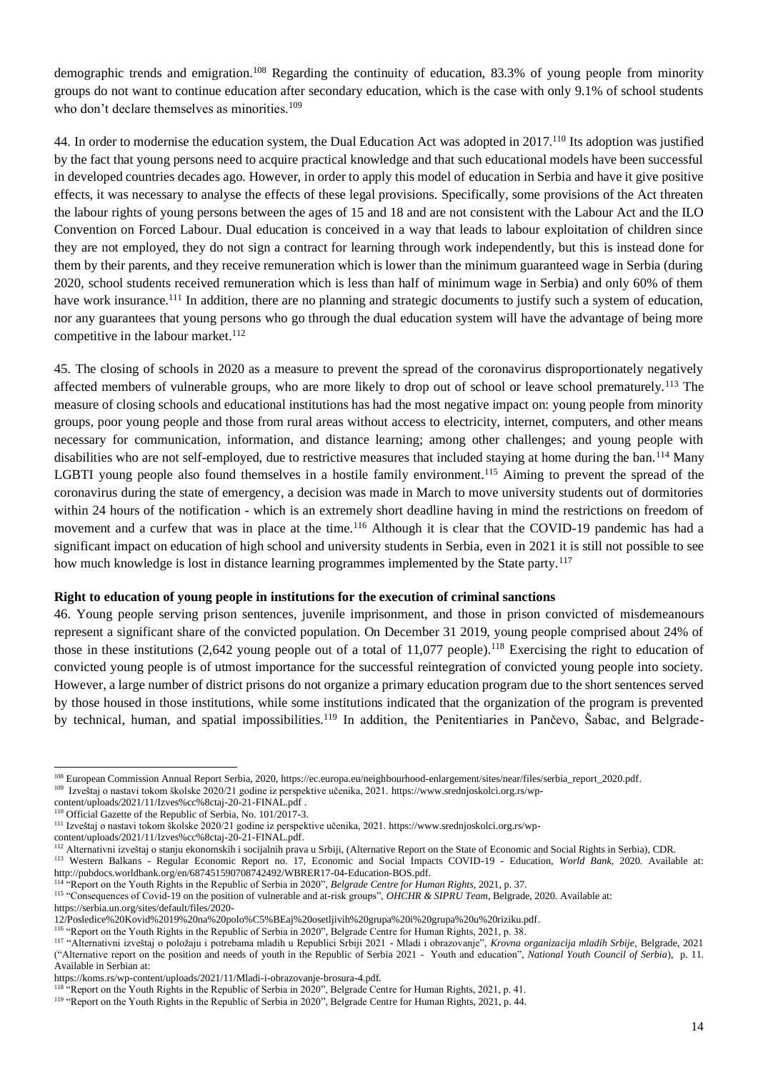demographic trends and emigration.[108] Regarding the continuity of education, 83.3% of young people from minority groups do not want to continue education after secondary education, which is the case with only 9.1% of school students who don't declare themselves as minorities.[109]

44. In order to modernise the education system, the Dual Education Act was adopted in 2017.[110] Its adoption was justified by the fact that young persons need to acquire practical knowledge and that such educational models have been successful in developed countries decades ago. However, in order to apply this model of education in Serbia and have it give positive effects, it was necessary to analyse the effects of these legal provisions. Specifically, some provisions of the Act threaten the labour rights of young persons between the ages of 15 and 18 and are not consistent with the Labour Act and the ILO Convention on Forced Labour. Dual education is conceived in a way that leads to labour exploitation of children since they are not employed, they do not sign a contract for learning through work independently, but this is instead done for them by their parents, and they receive remuneration which is lower than the minimum guaranteed wage in Serbia (during 2020, school students received remuneration which is less than half of minimum wage in Serbia) and only 60% of them have work insurance.[111] In addition, there are no planning and strategic documents to justify such a system of education, nor any guarantees that young persons who go through the dual education system will have the advantage of being more competitive in the labour market.[112]

45. The closing of schools in 2020 as a measure to prevent the spread of the coronavirus disproportionately negatively affected members of vulnerable groups, who are more likely to drop out of school or leave school prematurely.[113] The measure of closing schools and educational institutions has had the most negative impact on: young people from minority groups, poor young people and those from rural areas without access to electricity, internet, computers, and other means necessary for communication, information, and distance learning; among other challenges; and young people with disabilities who are not self-employed, due to restrictive measures that included staying at home during the ban.[114] Many LGBTI young people also found themselves in a hostile family environment.[115] Aiming to prevent the spread of the coronavirus during the state of emergency, a decision was made in March to move university students out of dormitories within 24 hours of the notification - which is an extremely short deadline having in mind the restrictions on freedom of movement and a curfew that was in place at the time.[116] Although it is clear that the COVID-19 pandemic has had a significant impact on education of high school and university students in Serbia, even in 2021 it is still not possible to see how much knowledge is lost in distance learning programmes implemented by the State party.[117]

**Right to education of young people in institutions for the execution of criminal sanctions**

46. Young people serving prison sentences, juvenile imprisonment, and those in prison convicted of misdemeanours represent a significant share of the convicted population. On December 31 2019, young people comprised about 24% of those in these institutions (2,642 young people out of a total of 11,077 people).[118] Exercising the right to education of convicted young people is of utmost importance for the successful reintegration of convicted young people into society. However, a large number of district prisons do not organize a primary education program due to the short sentences served by those housed in those institutions, while some institutions indicated that the organization of the program is prevented by technical, human, and spatial impossibilities.[119] In addition, the Penitentiaries in Pančevo, Šabac, and Belgrade-

---

[108] European Commission Annual Report Serbia, 2020, https://ec.europa.eu/neighbourhood-enlargement/sites/near/files/serbia_report_2020.pdf.

[109] Izveštaj o nastavi tokom školske 2020/21 godine iz perspektive učenika, 2021. https://www.srednjoskolci.org.rs/wp-content/uploads/2021/11/Izves%cc%8ctaj-20-21-FINAL.pdf .

[110] Official Gazette of the Republic of Serbia, No. 101/2017-3.

[111] Izveštaj o nastavi tokom školske 2020/21 godine iz perspektive učenika, 2021. https://www.srednjoskolci.org.rs/wp-content/uploads/2021/11/Izves%cc%8ctaj-20-21-FINAL.pdf.

[112] Alternativni izveštaj o stanju ekonomskih i socijalnih prava u Srbiji, (Alternative Report on the State of Economic and Social Rights in Serbia), CDR.

[113] Western Balkans - Regular Economic Report no. 17, Economic and Social Impacts COVID-19 - Education, *World Bank*, 2020. Available at: http://pubdocs.worldbank.org/en/687451590708742492/WBRER17-04-Education-BOS.pdf.

[114] "Report on the Youth Rights in the Republic of Serbia in 2020", *Belgrade Centre for Human Rights*, 2021, p. 37.

[115] "Consequences of Covid-19 on the position of vulnerable and at-risk groups", *OHCHR & SIPRU Team*, Belgrade, 2020. Available at: https://serbia.un.org/sites/default/files/2020-12/Posledice%20Kovid%2019%20na%20polo%C5%BEaj%20osetljivih%20grupa%20i%20grupa%20u%20riziku.pdf.

[116] "Report on the Youth Rights in the Republic of Serbia in 2020", Belgrade Centre for Human Rights, 2021, p. 38.

[117] "Alternativni izveštaj o položaju i potrebama mladih u Republici Srbiji 2021 - Mladi i obrazovanje", *Krovna organizacija mladih Srbije*, Belgrade, 2021 ("Alternative report on the position and needs of youth in the Republic of Serbia 2021 - Youth and education", *National Youth Council of Serbia*), p. 11. Available in Serbian at: https://koms.rs/wp-content/uploads/2021/11/Mladi-i-obrazovanje-brosura-4.pdf.

[118] "Report on the Youth Rights in the Republic of Serbia in 2020", Belgrade Centre for Human Rights, 2021, p. 41.

[119] "Report on the Youth Rights in the Republic of Serbia in 2020", Belgrade Centre for Human Rights, 2021, p. 44.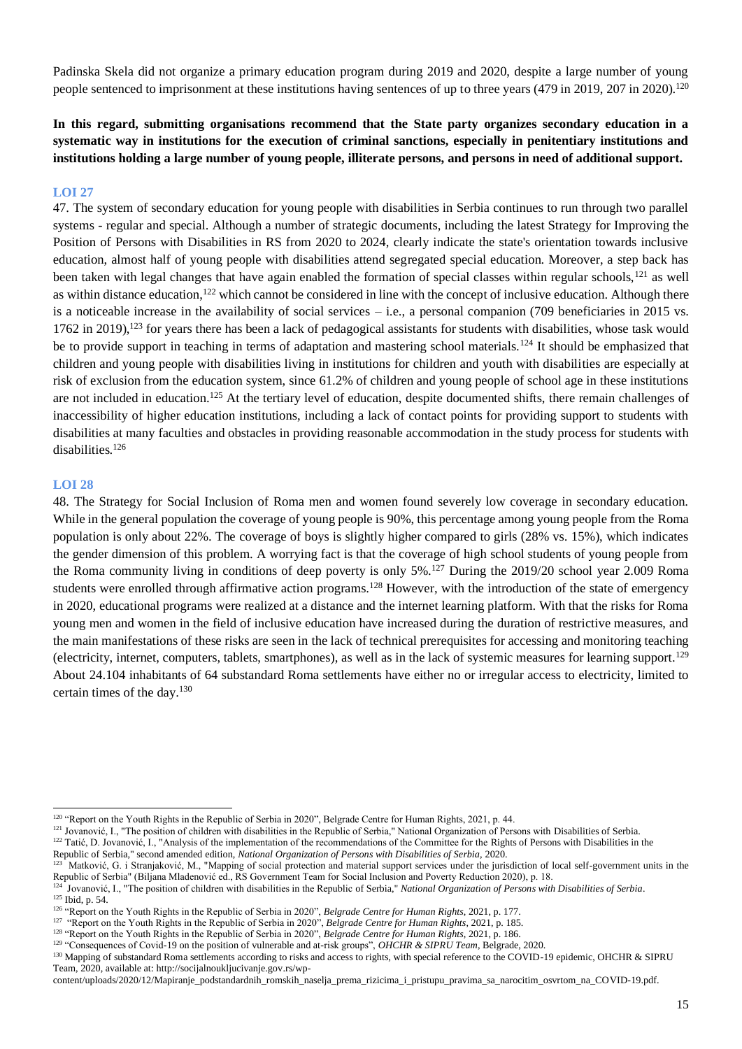Padinska Skela did not organize a primary education program during 2019 and 2020, despite a large number of young people sentenced to imprisonment at these institutions having sentences of up to three years (479 in 2019, 207 in 2020).[120]

**In this regard, submitting organisations recommend that the State party organizes secondary education in a systematic way in institutions for the execution of criminal sanctions, especially in penitentiary institutions and institutions holding a large number of young people, illiterate persons, and persons in need of additional support.**

### LOI 27

47. The system of secondary education for young people with disabilities in Serbia continues to run through two parallel systems - regular and special. Although a number of strategic documents, including the latest Strategy for Improving the Position of Persons with Disabilities in RS from 2020 to 2024, clearly indicate the state's orientation towards inclusive education, almost half of young people with disabilities attend segregated special education. Moreover, a step back has been taken with legal changes that have again enabled the formation of special classes within regular schools,[121] as well as within distance education,[122] which cannot be considered in line with the concept of inclusive education. Although there is a noticeable increase in the availability of social services – i.e., a personal companion (709 beneficiaries in 2015 vs. 1762 in 2019),[123] for years there has been a lack of pedagogical assistants for students with disabilities, whose task would be to provide support in teaching in terms of adaptation and mastering school materials.[124] It should be emphasized that children and young people with disabilities living in institutions for children and youth with disabilities are especially at risk of exclusion from the education system, since 61.2% of children and young people of school age in these institutions are not included in education.[125] At the tertiary level of education, despite documented shifts, there remain challenges of inaccessibility of higher education institutions, including a lack of contact points for providing support to students with disabilities at many faculties and obstacles in providing reasonable accommodation in the study process for students with disabilities.[126]

### LOI 28

48. The Strategy for Social Inclusion of Roma men and women found severely low coverage in secondary education. While in the general population the coverage of young people is 90%, this percentage among young people from the Roma population is only about 22%. The coverage of boys is slightly higher compared to girls (28% vs. 15%), which indicates the gender dimension of this problem. A worrying fact is that the coverage of high school students of young people from the Roma community living in conditions of deep poverty is only 5%.[127] During the 2019/20 school year 2.009 Roma students were enrolled through affirmative action programs.[128] However, with the introduction of the state of emergency in 2020, educational programs were realized at a distance and the internet learning platform. With that the risks for Roma young men and women in the field of inclusive education have increased during the duration of restrictive measures, and the main manifestations of these risks are seen in the lack of technical prerequisites for accessing and monitoring teaching (electricity, internet, computers, tablets, smartphones), as well as in the lack of systemic measures for learning support.[129] About 24.104 inhabitants of 64 substandard Roma settlements have either no or irregular access to electricity, limited to certain times of the day.[130]

---

[120] "Report on the Youth Rights in the Republic of Serbia in 2020", Belgrade Centre for Human Rights, 2021, p. 44.

[121] Jovanović, I., "The position of children with disabilities in the Republic of Serbia," National Organization of Persons with Disabilities of Serbia.

[122] Tatić, D. Jovanović, I., "Analysis of the implementation of the recommendations of the Committee for the Rights of Persons with Disabilities in the Republic of Serbia," second amended edition, *National Organization of Persons with Disabilities of Serbia*, 2020.

[123] Matković, G. i Stranjaković, M., "Mapping of social protection and material support services under the jurisdiction of local self-government units in the Republic of Serbia" (Biljana Mladenović ed., RS Government Team for Social Inclusion and Poverty Reduction 2020), p. 18.

[124] Jovanović, I., "The position of children with disabilities in the Republic of Serbia," *National Organization of Persons with Disabilities of Serbia*.

[125] Ibid, p. 54.

[126] "Report on the Youth Rights in the Republic of Serbia in 2020", *Belgrade Centre for Human Rights*, 2021, p. 177.

[127] "Report on the Youth Rights in the Republic of Serbia in 2020", *Belgrade Centre for Human Rights*, 2021, p. 185.

[128] "Report on the Youth Rights in the Republic of Serbia in 2020", *Belgrade Centre for Human Rights*, 2021, p. 186.

[129] "Consequences of Covid-19 on the position of vulnerable and at-risk groups", *OHCHR & SIPRU Team*, Belgrade, 2020.

[130] Mapping of substandard Roma settlements according to risks and access to rights, with special reference to the COVID-19 epidemic, OHCHR & SIPRU Team, 2020, available at: http://socijalnoukljucivanje.gov.rs/wp-content/uploads/2020/12/Mapiranje_podstandardnih_romskih_naselja_prema_rizicima_i_pristupu_pravima_sa_narocitim_osvrtom_na_COVID-19.pdf.